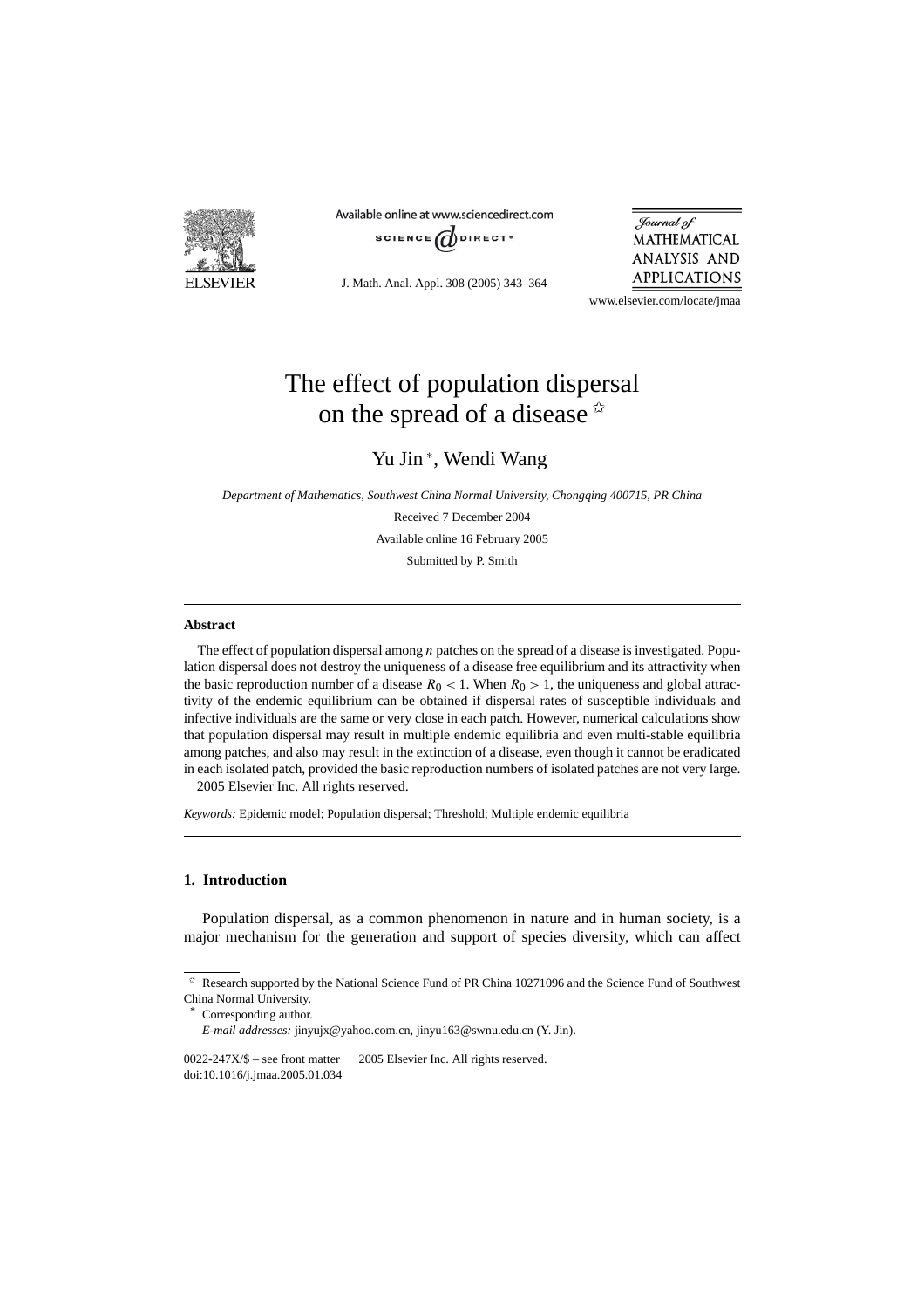# The effect of population dispersal on the spread of a disease ☆

Yu Jin *, Wendi Wang

*Department of Mathematics, Southwest China Normal University, Chongqing 400715, PR China*

Received 7 December 2004

Available online 16 February 2005

Submitted by P. Smith

## Abstract

The effect of population dispersal among *n* patches on the spread of a disease is investigated. Population dispersal does not destroy the uniqueness of a disease free equilibrium and its attractivity when the basic reproduction number of a disease $R_0 < 1$. When $R_0 > 1$, the uniqueness and global attractivity of the endemic equilibrium can be obtained if dispersal rates of susceptible individuals and infective individuals are the same or very close in each patch. However, numerical calculations show that population dispersal may result in multiple endemic equilibria and even multi-stable equilibria among patches, and also may result in the extinction of a disease, even though it cannot be eradicated in each isolated patch, provided the basic reproduction numbers of isolated patches are not very large.
© 2005 Elsevier Inc. All rights reserved.

*Keywords:* Epidemic model; Population dispersal; Threshold; Multiple endemic equilibria

## 1. Introduction

Population dispersal, as a common phenomenon in nature and in human society, is a major mechanism for the generation and support of species diversity, which can affect

---

☆ Research supported by the National Science Fund of PR China 10271096 and the Science Fund of Southwest China Normal University.

\* Corresponding author.

*E-mail addresses:* jinyujx@yahoo.com.cn, jinyu163@swnu.edu.cn (Y. Jin).

0022-247X/$ – see front matter © 2005 Elsevier Inc. All rights reserved.
doi:10.1016/j.jmaa.2005.01.034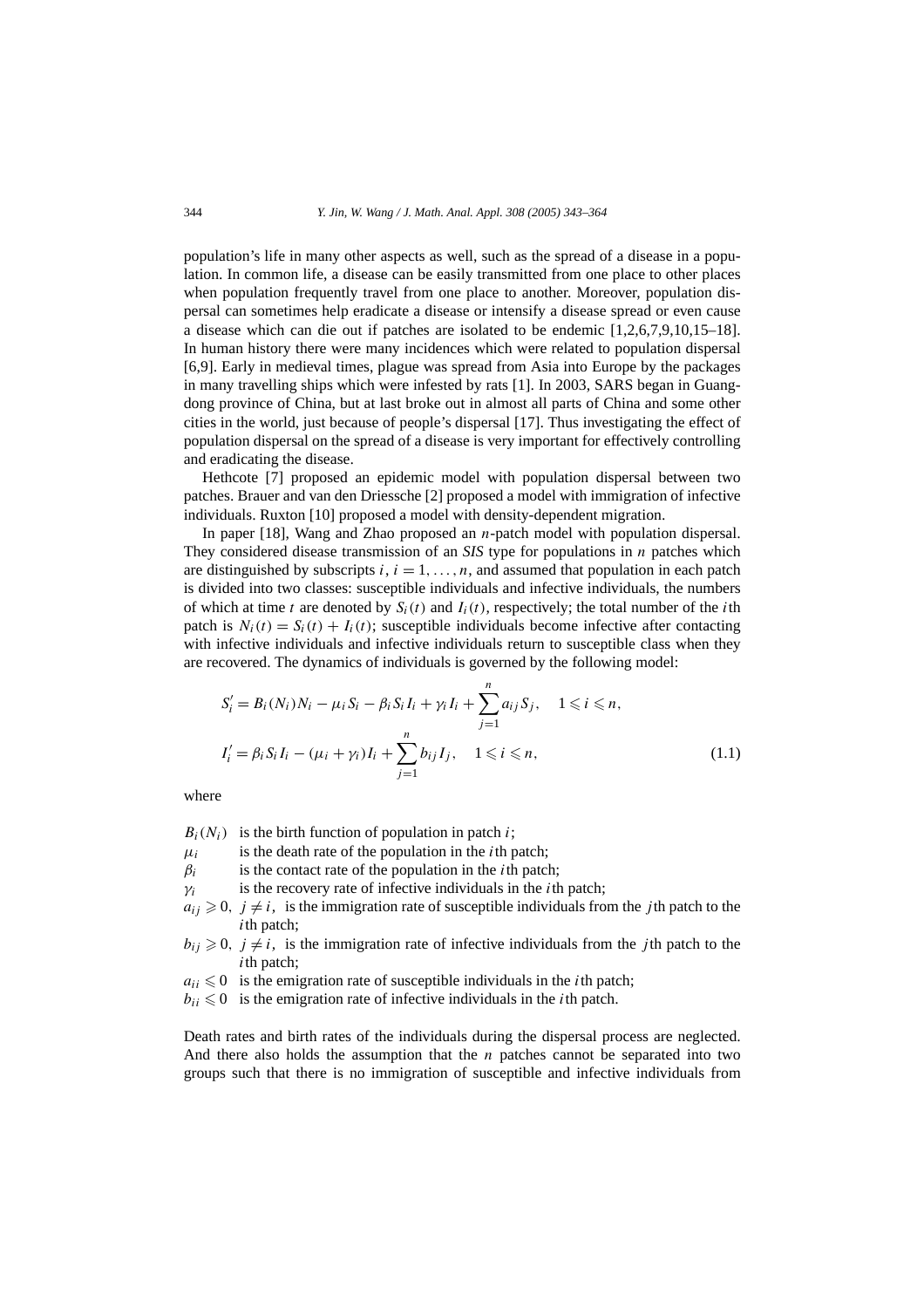population's life in many other aspects as well, such as the spread of a disease in a population. In common life, a disease can be easily transmitted from one place to other places when population frequently travel from one place to another. Moreover, population dispersal can sometimes help eradicate a disease or intensify a disease spread or even cause a disease which can die out if patches are isolated to be endemic [1,2,6,7,9,10,15–18]. In human history there were many incidences which were related to population dispersal [6,9]. Early in medieval times, plague was spread from Asia into Europe by the packages in many travelling ships which were infested by rats [1]. In 2003, SARS began in Guangdong province of China, but at last broke out in almost all parts of China and some other cities in the world, just because of people's dispersal [17]. Thus investigating the effect of population dispersal on the spread of a disease is very important for effectively controlling and eradicating the disease.

Hethcote [7] proposed an epidemic model with population dispersal between two patches. Brauer and van den Driessche [2] proposed a model with immigration of infective individuals. Ruxton [10] proposed a model with density-dependent migration.

In paper [18], Wang and Zhao proposed an $n$-patch model with population dispersal. They considered disease transmission of an *SIS* type for populations in $n$ patches which are distinguished by subscripts $i$, $i = 1, \ldots, n$, and assumed that population in each patch is divided into two classes: susceptible individuals and infective individuals, the numbers of which at time $t$ are denoted by $S_i(t)$ and $I_i(t)$, respectively; the total number of the $i$th patch is $N_i(t) = S_i(t) + I_i(t)$; susceptible individuals become infective after contacting with infective individuals and infective individuals return to susceptible class when they are recovered. The dynamics of individuals is governed by the following model:

$$
\begin{aligned}
S_i' &= B_i(N_i)N_i - \mu_i S_i - \beta_i S_i I_i + \gamma_i I_i + \sum_{j=1}^{n} a_{ij} S_j, \quad 1 \leqslant i \leqslant n, \\
I_i' &= \beta_i S_i I_i - (\mu_i + \gamma_i) I_i + \sum_{j=1}^{n} b_{ij} I_j, \quad 1 \leqslant i \leqslant n,
\end{aligned}
\tag{1.1}
$$

where

- $B_i(N_i)$ is the birth function of population in patch $i$;
- $\mu_i$ is the death rate of the population in the $i$th patch;
- $\beta_i$ is the contact rate of the population in the $i$th patch;
- $\gamma_i$ is the recovery rate of infective individuals in the $i$th patch;
- $a_{ij} \geqslant 0$, $j \neq i$, is the immigration rate of susceptible individuals from the $j$th patch to the $i$th patch;
- $b_{ij} \geqslant 0$, $j \neq i$, is the immigration rate of infective individuals from the $j$th patch to the $i$th patch;
- $a_{ii} \leqslant 0$ is the emigration rate of susceptible individuals in the $i$th patch;
- $b_{ii} \leqslant 0$ is the emigration rate of infective individuals in the $i$th patch.

Death rates and birth rates of the individuals during the dispersal process are neglected. And there also holds the assumption that the $n$ patches cannot be separated into two groups such that there is no immigration of susceptible and infective individuals from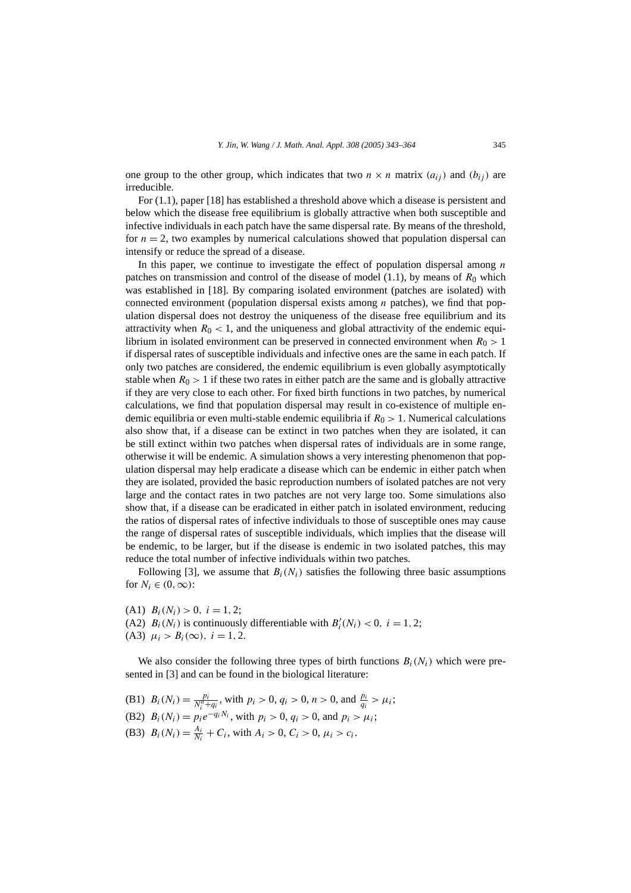one group to the other group, which indicates that two $n \times n$ matrix $(a_{ij})$ and $(b_{ij})$ are irreducible.

For (1.1), paper [18] has established a threshold above which a disease is persistent and below which the disease free equilibrium is globally attractive when both susceptible and infective individuals in each patch have the same dispersal rate. By means of the threshold, for $n = 2$, two examples by numerical calculations showed that population dispersal can intensify or reduce the spread of a disease.

In this paper, we continue to investigate the effect of population dispersal among $n$ patches on transmission and control of the disease of model (1.1), by means of $R_0$ which was established in [18]. By comparing isolated environment (patches are isolated) with connected environment (population dispersal exists among $n$ patches), we find that population dispersal does not destroy the uniqueness of the disease free equilibrium and its attractivity when $R_0 < 1$, and the uniqueness and global attractivity of the endemic equilibrium in isolated environment can be preserved in connected environment when $R_0 > 1$ if dispersal rates of susceptible individuals and infective ones are the same in each patch. If only two patches are considered, the endemic equilibrium is even globally asymptotically stable when $R_0 > 1$ if these two rates in either patch are the same and is globally attractive if they are very close to each other. For fixed birth functions in two patches, by numerical calculations, we find that population dispersal may result in co-existence of multiple endemic equilibria or even multi-stable endemic equilibria if $R_0 > 1$. Numerical calculations also show that, if a disease can be extinct in two patches when they are isolated, it can be still extinct within two patches when dispersal rates of individuals are in some range, otherwise it will be endemic. A simulation shows a very interesting phenomenon that population dispersal may help eradicate a disease which can be endemic in either patch when they are isolated, provided the basic reproduction numbers of isolated patches are not very large and the contact rates in two patches are not very large too. Some simulations also show that, if a disease can be eradicated in either patch in isolated environment, reducing the ratios of dispersal rates of infective individuals to those of susceptible ones may cause the range of dispersal rates of susceptible individuals, which implies that the disease will be endemic, to be larger, but if the disease is endemic in two isolated patches, this may reduce the total number of infective individuals within two patches.

Following [3], we assume that $B_i(N_i)$ satisfies the following three basic assumptions for $N_i \in (0, \infty)$:

(A1) $B_i(N_i) > 0,\ i = 1, 2;$
(A2) $B_i(N_i)$ is continuously differentiable with $B_i'(N_i) < 0,\ i = 1, 2;$
(A3) $\mu_i > B_i(\infty),\ i = 1, 2.$

We also consider the following three types of birth functions $B_i(N_i)$ which were presented in [3] and can be found in the biological literature:

(B1) $B_i(N_i) = \frac{p_i}{N_i^n + q_i}$, with $p_i > 0$, $q_i > 0$, $n > 0$, and $\frac{p_i}{q_i} > \mu_i$;
(B2) $B_i(N_i) = p_i e^{-q_i N_i}$, with $p_i > 0$, $q_i > 0$, and $p_i > \mu_i$;
(B3) $B_i(N_i) = \frac{A_i}{N_i} + C_i$, with $A_i > 0$, $C_i > 0$, $\mu_i > c_i$.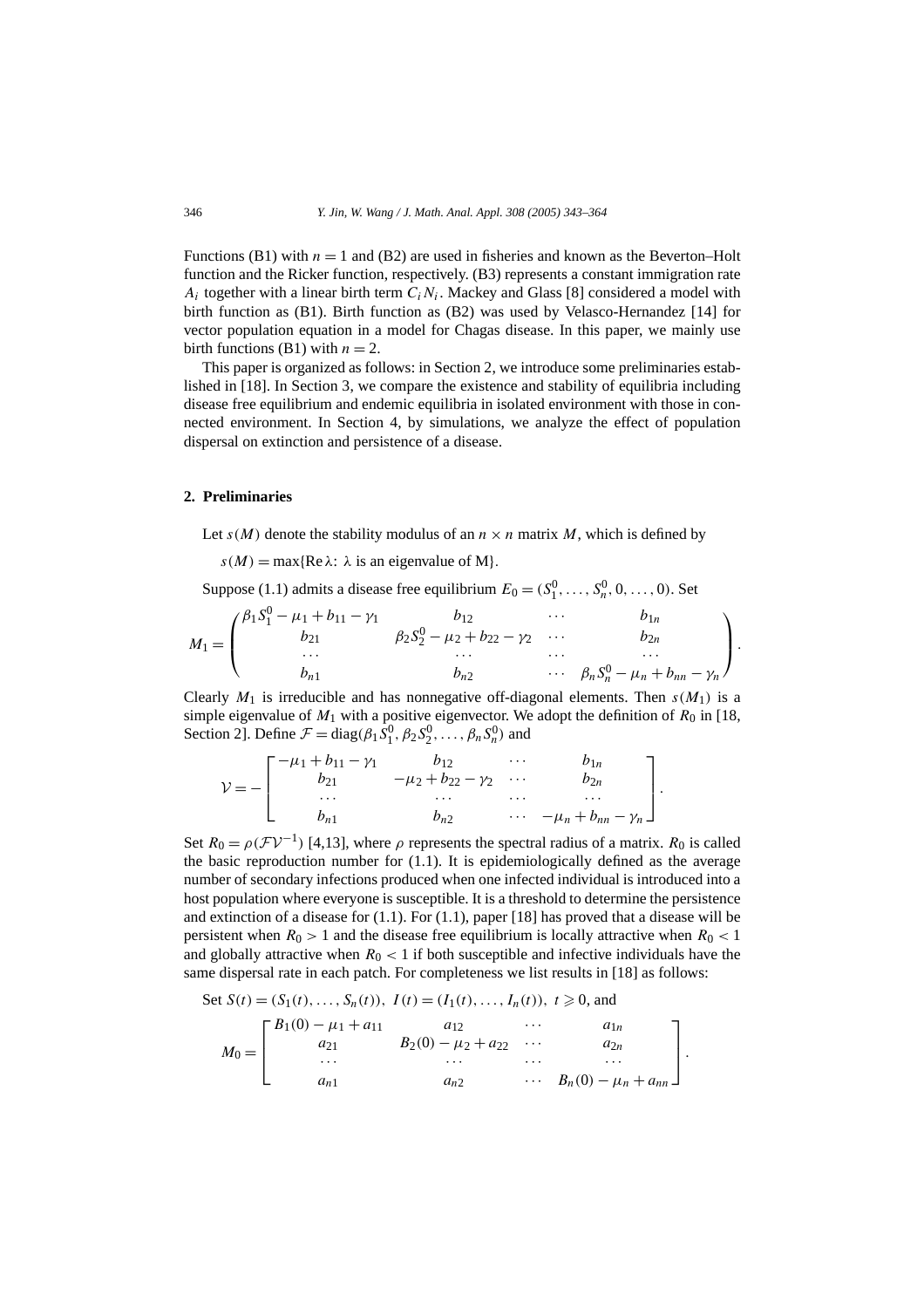Functions (B1) with $n = 1$ and (B2) are used in fisheries and known as the Beverton–Holt function and the Ricker function, respectively. (B3) represents a constant immigration rate $A_i$ together with a linear birth term $C_i N_i$. Mackey and Glass [8] considered a model with birth function as (B1). Birth function as (B2) was used by Velasco-Hernandez [14] for vector population equation in a model for Chagas disease. In this paper, we mainly use birth functions (B1) with $n = 2$.

This paper is organized as follows: in Section 2, we introduce some preliminaries established in [18]. In Section 3, we compare the existence and stability of equilibria including disease free equilibrium and endemic equilibria in isolated environment with those in connected environment. In Section 4, by simulations, we analyze the effect of population dispersal on extinction and persistence of a disease.

## 2. Preliminaries

Let $s(M)$ denote the stability modulus of an $n \times n$ matrix $M$, which is defined by

$$s(M) = \max\{\operatorname{Re}\lambda\colon \lambda \text{ is an eigenvalue of M}\}.$$

Suppose (1.1) admits a disease free equilibrium $E_0 = (S_1^0, \ldots, S_n^0, 0, \ldots, 0)$. Set

$$M_1 = \begin{pmatrix} \beta_1 S_1^0 - \mu_1 + b_{11} - \gamma_1 & b_{12} & \cdots & b_{1n} \\ b_{21} & \beta_2 S_2^0 - \mu_2 + b_{22} - \gamma_2 & \cdots & b_{2n} \\ \cdots & \cdots & \cdots & \cdots \\ b_{n1} & b_{n2} & \cdots & \beta_n S_n^0 - \mu_n + b_{nn} - \gamma_n \end{pmatrix}.$$

Clearly $M_1$ is irreducible and has nonnegative off-diagonal elements. Then $s(M_1)$ is a simple eigenvalue of $M_1$ with a positive eigenvector. We adopt the definition of $R_0$ in [18, Section 2]. Define $\mathcal{F} = \operatorname{diag}(\beta_1 S_1^0, \beta_2 S_2^0, \ldots, \beta_n S_n^0)$ and

$$\mathcal{V} = -\begin{bmatrix} -\mu_1 + b_{11} - \gamma_1 & b_{12} & \cdots & b_{1n} \\ b_{21} & -\mu_2 + b_{22} - \gamma_2 & \cdots & b_{2n} \\ \cdots & \cdots & \cdots & \cdots \\ b_{n1} & b_{n2} & \cdots & -\mu_n + b_{nn} - \gamma_n \end{bmatrix}.$$

Set $R_0 = \rho(\mathcal{F}\mathcal{V}^{-1})$ [4,13], where $\rho$ represents the spectral radius of a matrix. $R_0$ is called the basic reproduction number for (1.1). It is epidemiologically defined as the average number of secondary infections produced when one infected individual is introduced into a host population where everyone is susceptible. It is a threshold to determine the persistence and extinction of a disease for (1.1). For (1.1), paper [18] has proved that a disease will be persistent when $R_0 > 1$ and the disease free equilibrium is locally attractive when $R_0 < 1$ and globally attractive when $R_0 < 1$ if both susceptible and infective individuals have the same dispersal rate in each patch. For completeness we list results in [18] as follows:

Set $S(t) = (S_1(t), \ldots, S_n(t)),\ I(t) = (I_1(t), \ldots, I_n(t)),\ t \geqslant 0$, and

$$M_0 = \begin{bmatrix} B_1(0) - \mu_1 + a_{11} & a_{12} & \cdots & a_{1n} \\ a_{21} & B_2(0) - \mu_2 + a_{22} & \cdots & a_{2n} \\ \cdots & \cdots & \cdots & \cdots \\ a_{n1} & a_{n2} & \cdots & B_n(0) - \mu_n + a_{nn} \end{bmatrix}.$$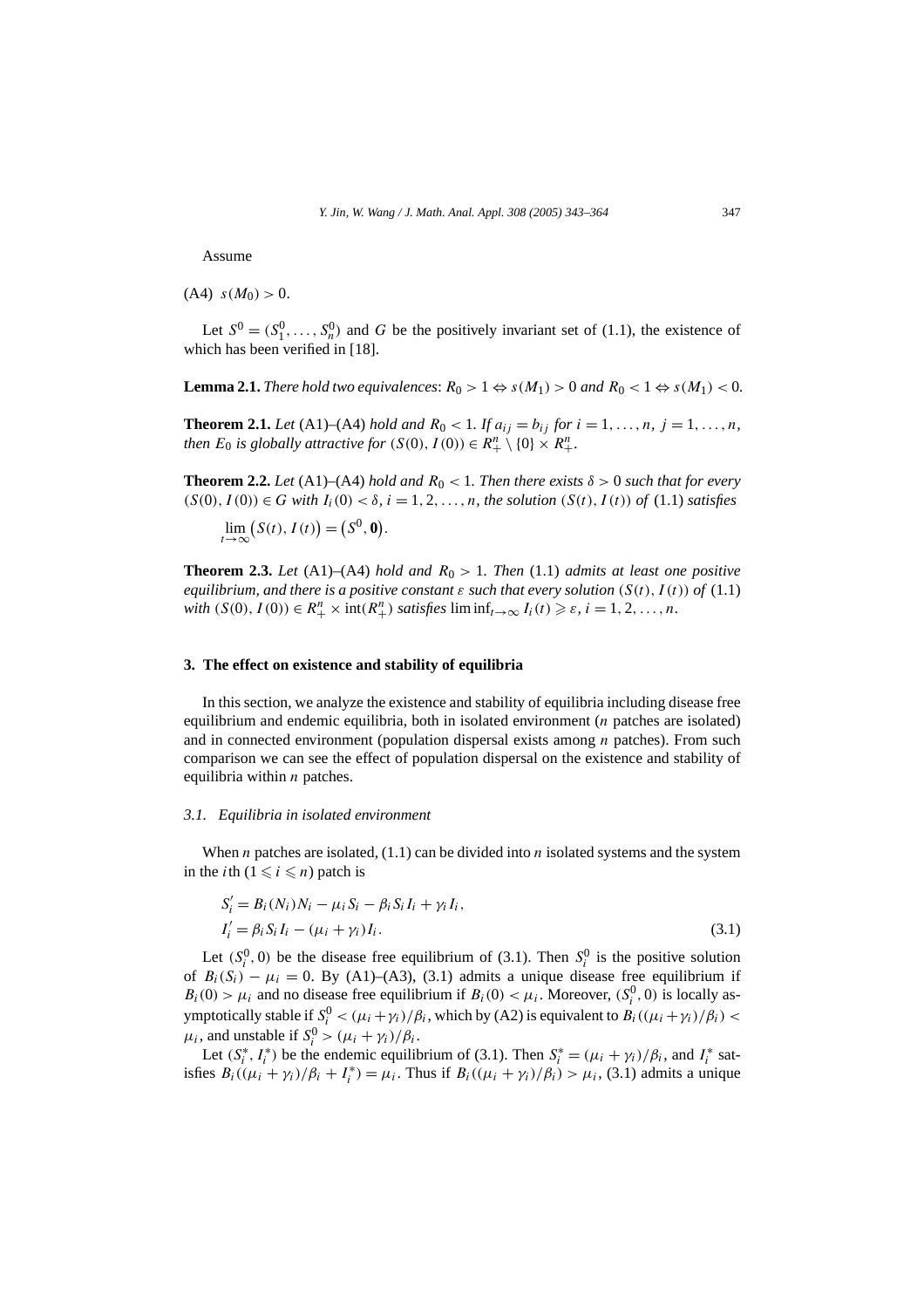Assume

(A4) $s(M_0) > 0$.

Let $S^0 = (S_1^0, \ldots, S_n^0)$ and $G$ be the positively invariant set of (1.1), the existence of which has been verified in [18].

**Lemma 2.1.** *There hold two equivalences*: $R_0 > 1 \Leftrightarrow s(M_1) > 0$ *and* $R_0 < 1 \Leftrightarrow s(M_1) < 0$.

**Theorem 2.1.** *Let* (A1)–(A4) *hold and* $R_0 < 1$. *If* $a_{ij} = b_{ij}$ *for* $i = 1, \ldots, n$, $j = 1, \ldots, n$, *then* $E_0$ *is globally attractive for* $(S(0), I(0)) \in R_+^n \setminus \{0\} \times R_+^n$.

**Theorem 2.2.** *Let* (A1)–(A4) *hold and* $R_0 < 1$. *Then there exists* $\delta > 0$ *such that for every* $(S(0), I(0)) \in G$ *with* $I_i(0) < \delta$, $i = 1, 2, \ldots, n$, *the solution* $(S(t), I(t))$ *of* (1.1) *satisfies*

$$\lim_{t \to \infty} \big(S(t), I(t)\big) = \big(S^0, \mathbf{0}\big).$$

**Theorem 2.3.** *Let* (A1)–(A4) *hold and* $R_0 > 1$. *Then* (1.1) *admits at least one positive equilibrium, and there is a positive constant* $\varepsilon$ *such that every solution* $(S(t), I(t))$ *of* (1.1) *with* $(S(0), I(0)) \in R_+^n \times \operatorname{int}(R_+^n)$ *satisfies* $\liminf_{t\to\infty} I_i(t) \geqslant \varepsilon$, $i = 1, 2, \ldots, n$.

## 3. The effect on existence and stability of equilibria

In this section, we analyze the existence and stability of equilibria including disease free equilibrium and endemic equilibria, both in isolated environment ($n$ patches are isolated) and in connected environment (population dispersal exists among $n$ patches). From such comparison we can see the effect of population dispersal on the existence and stability of equilibria within $n$ patches.

### 3.1. Equilibria in isolated environment

When $n$ patches are isolated, (1.1) can be divided into $n$ isolated systems and the system in the $i$th ($1 \leqslant i \leqslant n$) patch is

$$\begin{aligned} S_i' &= B_i(N_i)N_i - \mu_i S_i - \beta_i S_i I_i + \gamma_i I_i, \\ I_i' &= \beta_i S_i I_i - (\mu_i + \gamma_i) I_i. \end{aligned} \tag{3.1}$$

Let $(S_i^0, 0)$ be the disease free equilibrium of (3.1). Then $S_i^0$ is the positive solution of $B_i(S_i) - \mu_i = 0$. By (A1)–(A3), (3.1) admits a unique disease free equilibrium if $B_i(0) > \mu_i$ and no disease free equilibrium if $B_i(0) < \mu_i$. Moreover, $(S_i^0, 0)$ is locally asymptotically stable if $S_i^0 < (\mu_i + \gamma_i)/\beta_i$, which by (A2) is equivalent to $B_i((\mu_i + \gamma_i)/\beta_i) < \mu_i$, and unstable if $S_i^0 > (\mu_i + \gamma_i)/\beta_i$.

Let $(S_i^*, I_i^*)$ be the endemic equilibrium of (3.1). Then $S_i^* = (\mu_i + \gamma_i)/\beta_i$, and $I_i^*$ satisfies $B_i((\mu_i + \gamma_i)/\beta_i + I_i^*) = \mu_i$. Thus if $B_i((\mu_i + \gamma_i)/\beta_i) > \mu_i$, (3.1) admits a unique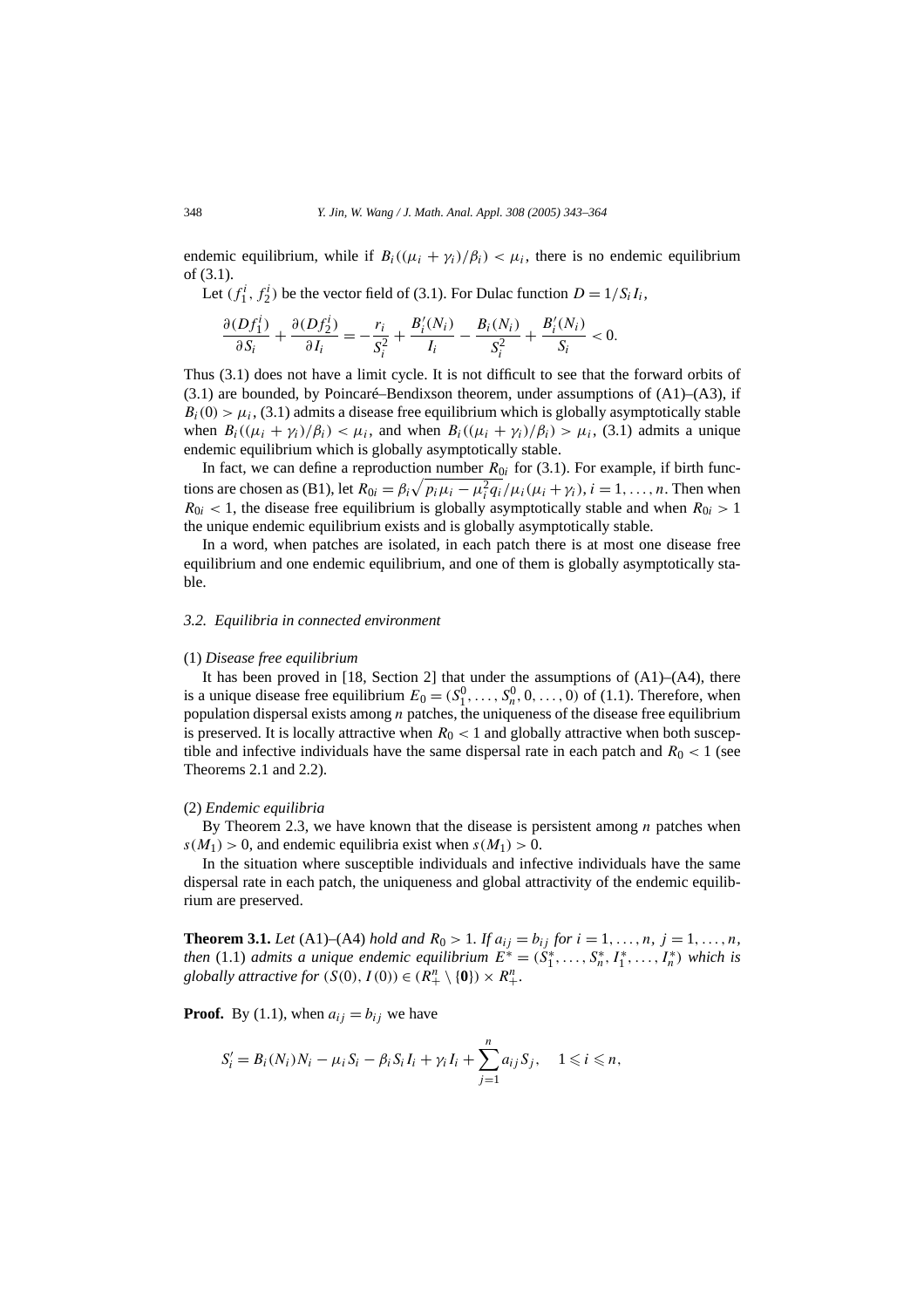endemic equilibrium, while if $B_i((\mu_i + \gamma_i)/\beta_i) < \mu_i$, there is no endemic equilibrium of (3.1).

Let $(f_1^i, f_2^i)$ be the vector field of (3.1). For Dulac function $D = 1/S_i I_i$,

$$\frac{\partial(Df_1^i)}{\partial S_i} + \frac{\partial(Df_2^i)}{\partial I_i} = -\frac{r_i}{S_i^2} + \frac{B_i'(N_i)}{I_i} - \frac{B_i(N_i)}{S_i^2} + \frac{B_i'(N_i)}{S_i} < 0.$$

Thus (3.1) does not have a limit cycle. It is not difficult to see that the forward orbits of (3.1) are bounded, by Poincaré–Bendixson theorem, under assumptions of (A1)–(A3), if $B_i(0) > \mu_i$, (3.1) admits a disease free equilibrium which is globally asymptotically stable when $B_i((\mu_i + \gamma_i)/\beta_i) < \mu_i$, and when $B_i((\mu_i + \gamma_i)/\beta_i) > \mu_i$, (3.1) admits a unique endemic equilibrium which is globally asymptotically stable.

In fact, we can define a reproduction number $R_{0i}$ for (3.1). For example, if birth functions are chosen as (B1), let $R_{0i} = \beta_i\sqrt{p_i\mu_i - \mu_i^2 q_i}/\mu_i(\mu_i + \gamma_i)$, $i = 1, \ldots, n$. Then when $R_{0i} < 1$, the disease free equilibrium is globally asymptotically stable and when $R_{0i} > 1$ the unique endemic equilibrium exists and is globally asymptotically stable.

In a word, when patches are isolated, in each patch there is at most one disease free equilibrium and one endemic equilibrium, and one of them is globally asymptotically stable.

### *3.2. Equilibria in connected environment*

(1) *Disease free equilibrium*

It has been proved in [18, Section 2] that under the assumptions of (A1)–(A4), there is a unique disease free equilibrium $E_0 = (S_1^0, \ldots, S_n^0, 0, \ldots, 0)$ of (1.1). Therefore, when population dispersal exists among $n$ patches, the uniqueness of the disease free equilibrium is preserved. It is locally attractive when $R_0 < 1$ and globally attractive when both susceptible and infective individuals have the same dispersal rate in each patch and $R_0 < 1$ (see Theorems 2.1 and 2.2).

(2) *Endemic equilibria*

By Theorem 2.3, we have known that the disease is persistent among $n$ patches when $s(M_1) > 0$, and endemic equilibria exist when $s(M_1) > 0$.

In the situation where susceptible individuals and infective individuals have the same dispersal rate in each patch, the uniqueness and global attractivity of the endemic equilibrium are preserved.

**Theorem 3.1.** *Let* (A1)–(A4) *hold and* $R_0 > 1$. *If* $a_{ij} = b_{ij}$ *for* $i = 1, \ldots, n$, $j = 1, \ldots, n$, *then* (1.1) *admits a unique endemic equilibrium* $E^* = (S_1^*, \ldots, S_n^*, I_1^*, \ldots, I_n^*)$ *which is globally attractive for* $(S(0), I(0)) \in (R_+^n \setminus \{\mathbf{0}\}) \times R_+^n$.

**Proof.** By (1.1), when $a_{ij} = b_{ij}$ we have

$$S_i' = B_i(N_i)N_i - \mu_i S_i - \beta_i S_i I_i + \gamma_i I_i + \sum_{j=1}^{n} a_{ij} S_j, \quad 1 \leqslant i \leqslant n,$$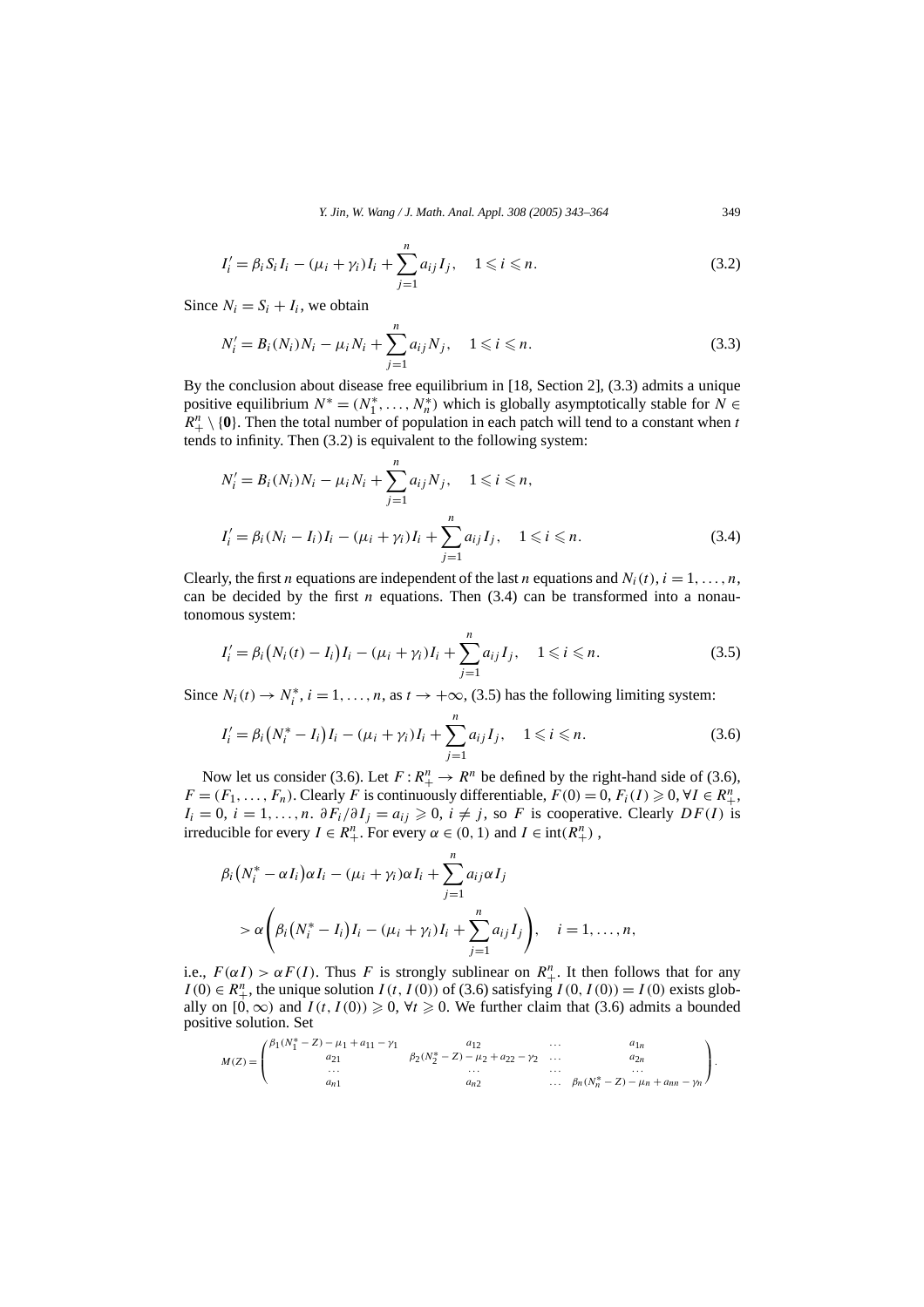$$I_i' = \beta_i S_i I_i - (\mu_i + \gamma_i) I_i + \sum_{j=1}^{n} a_{ij} I_j, \quad 1 \leqslant i \leqslant n. \tag{3.2}$$

Since $N_i = S_i + I_i$, we obtain

$$N_i' = B_i(N_i) N_i - \mu_i N_i + \sum_{j=1}^{n} a_{ij} N_j, \quad 1 \leqslant i \leqslant n. \tag{3.3}$$

By the conclusion about disease free equilibrium in [18, Section 2], (3.3) admits a unique positive equilibrium $N^* = (N_1^*, \ldots, N_n^*)$ which is globally asymptotically stable for $N \in R_+^n \setminus \{\mathbf{0}\}$. Then the total number of population in each patch will tend to a constant when $t$ tends to infinity. Then (3.2) is equivalent to the following system:

$$\begin{aligned}
N_i' &= B_i(N_i) N_i - \mu_i N_i + \sum_{j=1}^{n} a_{ij} N_j, \quad 1 \leqslant i \leqslant n, \\
I_i' &= \beta_i (N_i - I_i) I_i - (\mu_i + \gamma_i) I_i + \sum_{j=1}^{n} a_{ij} I_j, \quad 1 \leqslant i \leqslant n.
\end{aligned} \tag{3.4}$$

Clearly, the first $n$ equations are independent of the last $n$ equations and $N_i(t)$, $i = 1, \ldots, n$, can be decided by the first $n$ equations. Then (3.4) can be transformed into a nonautonomous system:

$$I_i' = \beta_i \big(N_i(t) - I_i\big) I_i - (\mu_i + \gamma_i) I_i + \sum_{j=1}^{n} a_{ij} I_j, \quad 1 \leqslant i \leqslant n. \tag{3.5}$$

Since $N_i(t) \to N_i^*$, $i = 1, \ldots, n$, as $t \to +\infty$, (3.5) has the following limiting system:

$$I_i' = \beta_i \big(N_i^* - I_i\big) I_i - (\mu_i + \gamma_i) I_i + \sum_{j=1}^{n} a_{ij} I_j, \quad 1 \leqslant i \leqslant n. \tag{3.6}$$

Now let us consider (3.6). Let $F : R_+^n \to R^n$ be defined by the right-hand side of (3.6), $F = (F_1, \ldots, F_n)$. Clearly $F$ is continuously differentiable, $F(0) = 0$, $F_i(I) \geqslant 0, \forall I \in R_+^n$, $I_i = 0$, $i = 1, \ldots, n$. $\partial F_i / \partial I_j = a_{ij} \geqslant 0$, $i \neq j$, so $F$ is cooperative. Clearly $DF(I)$ is irreducible for every $I \in R_+^n$. For every $\alpha \in (0, 1)$ and $I \in \operatorname{int}(R_+^n)$ ,

$$\begin{aligned}
&\beta_i \big(N_i^* - \alpha I_i\big) \alpha I_i - (\mu_i + \gamma_i) \alpha I_i + \sum_{j=1}^{n} a_{ij} \alpha I_j \\
&\quad > \alpha \left( \beta_i \big(N_i^* - I_i\big) I_i - (\mu_i + \gamma_i) I_i + \sum_{j=1}^{n} a_{ij} I_j \right), \quad i = 1, \ldots, n,
\end{aligned}$$

i.e., $F(\alpha I) > \alpha F(I)$. Thus $F$ is strongly sublinear on $R_+^n$. It then follows that for any $I(0) \in R_+^n$, the unique solution $I(t, I(0))$ of (3.6) satisfying $I(0, I(0)) = I(0)$ exists globally on $[0, \infty)$ and $I(t, I(0)) \geqslant 0$, $\forall t \geqslant 0$. We further claim that (3.6) admits a bounded positive solution. Set

$$M(Z) = \begin{pmatrix}
\beta_1(N_1^* - Z) - \mu_1 + a_{11} - \gamma_1 & a_{12} & \ldots & a_{1n} \\
a_{21} & \beta_2(N_2^* - Z) - \mu_2 + a_{22} - \gamma_2 & \ldots & a_{2n} \\
\ldots & \ldots & \ldots & \ldots \\
a_{n1} & a_{n2} & \ldots & \beta_n(N_n^* - Z) - \mu_n + a_{nn} - \gamma_n
\end{pmatrix}.$$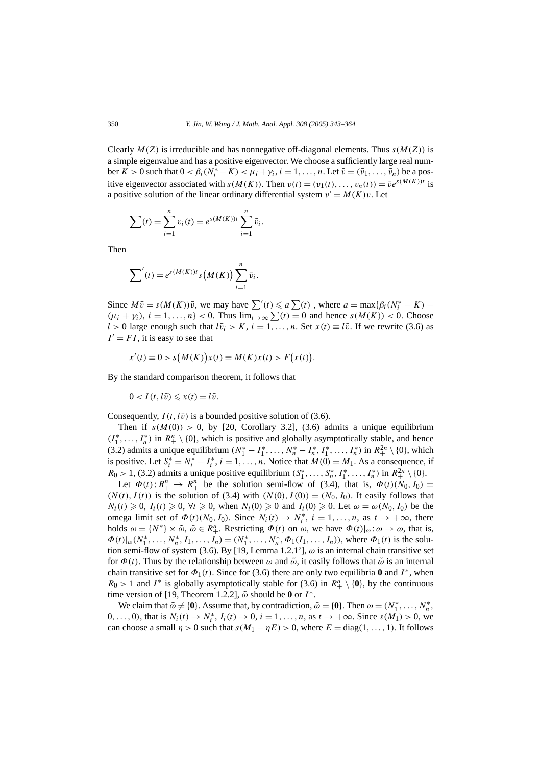Clearly $M(Z)$ is irreducible and has nonnegative off-diagonal elements. Thus $s(M(Z))$ is a simple eigenvalue and has a positive eigenvector. We choose a sufficiently large real number $K > 0$ such that $0 < \beta_i(N_i^* - K) < \mu_i + \gamma_i$, $i = 1, \ldots, n$. Let $\bar{v} = (\bar{v}_1, \ldots, \bar{v}_n)$ be a positive eigenvector associated with $s(M(K))$. Then $v(t) = (v_1(t), \ldots, v_n(t)) = \bar{v}e^{s(M(K))t}$ is a positive solution of the linear ordinary differential system $v' = M(K)v$. Let

$$\sum(t) = \sum_{i=1}^{n} v_i(t) = e^{s(M(K))t} \sum_{i=1}^{n} \bar{v}_i.$$

Then

$$\sum{}'(t) = e^{s(M(K))t} s\big(M(K)\big) \sum_{i=1}^{n} \bar{v}_i.$$

Since $M\bar{v} = s(M(K))\bar{v}$, we may have $\sum'(t) \leqslant a \sum(t)$ , where $a = \max\{\beta_i(N_i^* - K) - (\mu_i + \gamma_i),\ i = 1, \ldots, n\} < 0$. Thus $\lim_{t\to\infty} \sum(t) = 0$ and hence $s(M(K)) < 0$. Choose $l > 0$ large enough such that $l\bar{v}_i > K$, $i = 1, \ldots, n$. Set $x(t) \equiv l\bar{v}$. If we rewrite (3.6) as $I' = FI$, it is easy to see that

$$x'(t) \equiv 0 > s\big(M(K)\big)x(t) = M(K)x(t) > F\big(x(t)\big).$$

By the standard comparison theorem, it follows that

$$0 < I(t, l\bar{v}) \leqslant x(t) = l\bar{v}.$$

Consequently, $I(t, l\bar{v})$ is a bounded positive solution of (3.6).

Then if $s(M(0)) > 0$, by [20, Corollary 3.2], (3.6) admits a unique equilibrium $(I_1^*, \ldots, I_n^*)$ in $R_+^n \setminus \{0\}$, which is positive and globally asymptotically stable, and hence (3.2) admits a unique equilibrium $(N_1^* - I_1^*, \ldots, N_n^* - I_n^*, I_1^*, \ldots, I_n^*)$ in $R_+^{2n} \setminus \{0\}$, which is positive. Let $S_i^* = N_i^* - I_i^*$, $i = 1, \ldots, n$. Notice that $M(0) = M_1$. As a consequence, if $R_0 > 1$, (3.2) admits a unique positive equilibrium $(S_1^*, \ldots, S_n^*, I_1^*, \ldots, I_n^*)$ in $R_+^{2n} \setminus \{0\}$.

Let $\Phi(t): R_+^n \to R_+^n$ be the solution semi-flow of (3.4), that is, $\Phi(t)(N_0, I_0) = (N(t), I(t))$ is the solution of (3.4) with $(N(0), I(0)) = (N_0, I_0)$. It easily follows that $N_i(t) \geqslant 0$, $I_i(t) \geqslant 0$, $\forall t \geqslant 0$, when $N_i(0) \geqslant 0$ and $I_i(0) \geqslant 0$. Let $\omega = \omega(N_0, I_0)$ be the omega limit set of $\Phi(t)(N_0, I_0)$. Since $N_i(t) \to N_i^*$, $i = 1, \ldots, n$, as $t \to +\infty$, there holds $\omega = \{N^*\} \times \tilde{\omega}$, $\tilde{\omega} \in R_+^n$. Restricting $\Phi(t)$ on $\omega$, we have $\Phi(t)|_\omega : \omega \to \omega$, that is, $\Phi(t)|_\omega(N_1^*, \ldots, N_n^*, I_1, \ldots, I_n) = (N_1^*, \ldots, N_n^*, \Phi_1(I_1, \ldots, I_n))$, where $\Phi_1(t)$ is the solution semi-flow of system (3.6). By [19, Lemma 1.2.1'], $\omega$ is an internal chain transitive set for $\Phi(t)$. Thus by the relationship between $\omega$ and $\tilde{\omega}$, it easily follows that $\tilde{\omega}$ is an internal chain transitive set for $\Phi_1(t)$. Since for (3.6) there are only two equilibria $\mathbf{0}$ and $I^*$, when $R_0 > 1$ and $I^*$ is globally asymptotically stable for (3.6) in $R_+^n \setminus \{\mathbf{0}\}$, by the continuous time version of [19, Theorem 1.2.2], $\tilde{\omega}$ should be $\mathbf{0}$ or $I^*$.

We claim that $\tilde{\omega} \neq \{\mathbf{0}\}$. Assume that, by contradiction, $\tilde{\omega} = \{\mathbf{0}\}$. Then $\omega = (N_1^*, \ldots, N_n^*, 0, \ldots, 0)$, that is $N_i(t) \to N_i^*$, $I_i(t) \to 0$, $i = 1, \ldots, n$, as $t \to +\infty$. Since $s(M_1) > 0$, we can choose a small $\eta > 0$ such that $s(M_1 - \eta E) > 0$, where $E = \mathrm{diag}(1, \ldots, 1)$. It follows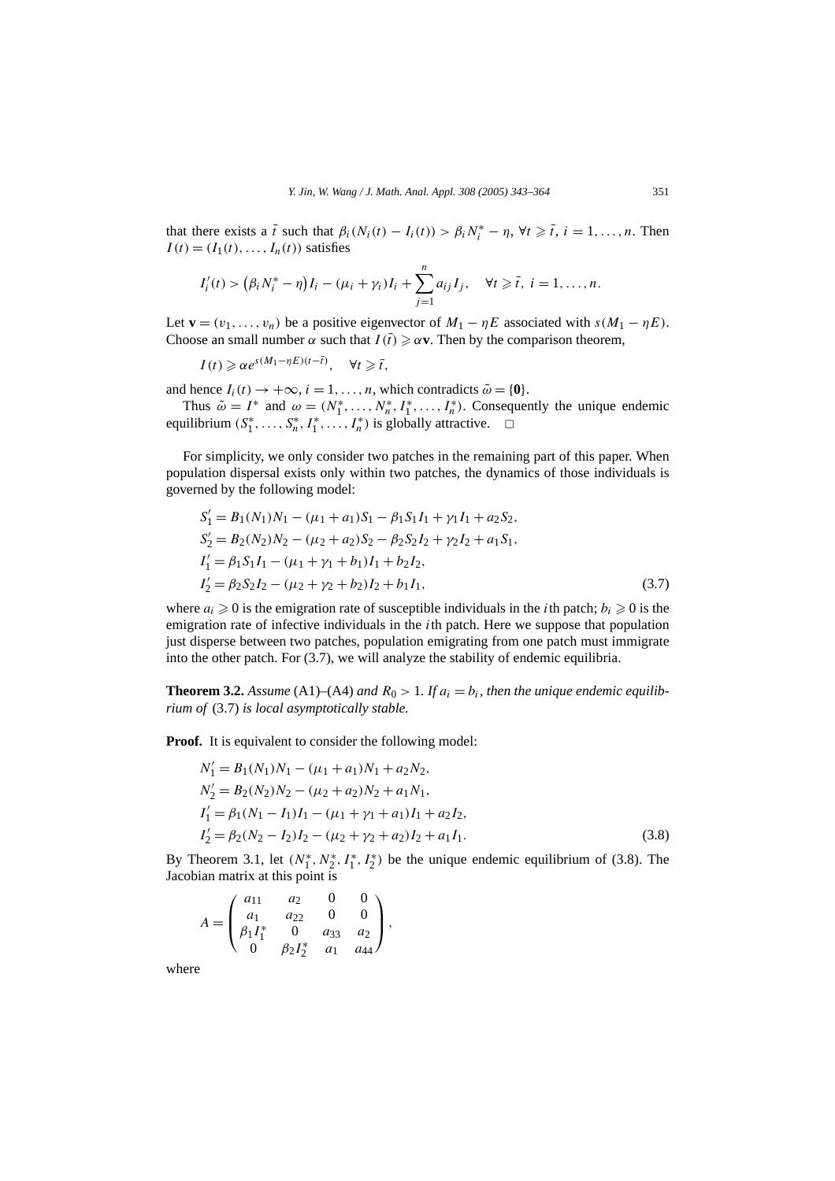that there exists a $\bar{t}$ such that $\beta_i(N_i(t) - I_i(t)) > \beta_i N_i^* - \eta$, $\forall t \geqslant \bar{t}$, $i = 1, \dots, n$. Then $I(t) = (I_1(t), \dots, I_n(t))$ satisfies

$$I_i'(t) > \big(\beta_i N_i^* - \eta\big) I_i - (\mu_i + \gamma_i) I_i + \sum_{j=1}^{n} a_{ij} I_j, \quad \forall t \geqslant \bar{t},\ i = 1, \dots, n.$$

Let $\mathbf{v} = (v_1, \dots, v_n)$ be a positive eigenvector of $M_1 - \eta E$ associated with $s(M_1 - \eta E)$. Choose an small number $\alpha$ such that $I(\bar{t}) \geqslant \alpha \mathbf{v}$. Then by the comparison theorem,

$$I(t) \geqslant \alpha e^{s(M_1 - \eta E)(t - \bar{t})}, \quad \forall t \geqslant \bar{t},$$

and hence $I_i(t) \to +\infty$, $i = 1, \dots, n$, which contradicts $\tilde{\omega} = \{\mathbf{0}\}$.

Thus $\tilde{\omega} = I^*$ and $\omega = (N_1^*, \dots, N_n^*, I_1^*, \dots, I_n^*)$. Consequently the unique endemic equilibrium $(S_1^*, \dots, S_n^*, I_1^*, \dots, I_n^*)$ is globally attractive. $\square$

For simplicity, we only consider two patches in the remaining part of this paper. When population dispersal exists only within two patches, the dynamics of those individuals is governed by the following model:

$$\begin{aligned}
S_1' &= B_1(N_1)N_1 - (\mu_1 + a_1)S_1 - \beta_1 S_1 I_1 + \gamma_1 I_1 + a_2 S_2,\\
S_2' &= B_2(N_2)N_2 - (\mu_2 + a_2)S_2 - \beta_2 S_2 I_2 + \gamma_2 I_2 + a_1 S_1,\\
I_1' &= \beta_1 S_1 I_1 - (\mu_1 + \gamma_1 + b_1)I_1 + b_2 I_2,\\
I_2' &= \beta_2 S_2 I_2 - (\mu_2 + \gamma_2 + b_2)I_2 + b_1 I_1,
\end{aligned} \tag{3.7}$$

where $a_i \geqslant 0$ is the emigration rate of susceptible individuals in the $i$th patch; $b_i \geqslant 0$ is the emigration rate of infective individuals in the $i$th patch. Here we suppose that population just disperse between two patches, population emigrating from one patch must immigrate into the other patch. For (3.7), we will analyze the stability of endemic equilibria.

**Theorem 3.2.** *Assume* (A1)–(A4) *and* $R_0 > 1$. *If* $a_i = b_i$, *then the unique endemic equilibrium of* (3.7) *is local asymptotically stable.*

**Proof.** It is equivalent to consider the following model:

$$\begin{aligned}
N_1' &= B_1(N_1)N_1 - (\mu_1 + a_1)N_1 + a_2 N_2,\\
N_2' &= B_2(N_2)N_2 - (\mu_2 + a_2)N_2 + a_1 N_1,\\
I_1' &= \beta_1 (N_1 - I_1) I_1 - (\mu_1 + \gamma_1 + a_1)I_1 + a_2 I_2,\\
I_2' &= \beta_2 (N_2 - I_2) I_2 - (\mu_2 + \gamma_2 + a_2)I_2 + a_1 I_1.
\end{aligned} \tag{3.8}$$

By Theorem 3.1, let $(N_1^*, N_2^*, I_1^*, I_2^*)$ be the unique endemic equilibrium of (3.8). The Jacobian matrix at this point is

$$A = \begin{pmatrix} a_{11} & a_2 & 0 & 0 \\ a_1 & a_{22} & 0 & 0 \\ \beta_1 I_1^* & 0 & a_{33} & a_2 \\ 0 & \beta_2 I_2^* & a_1 & a_{44} \end{pmatrix},$$

where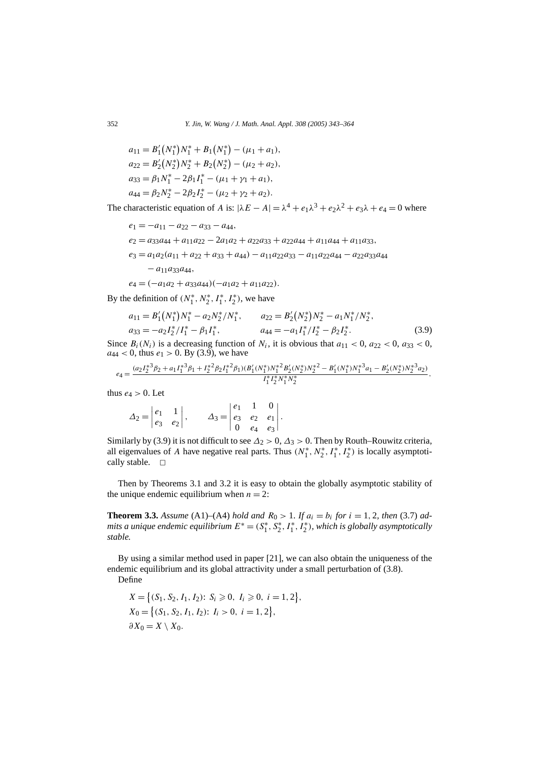$$
\begin{aligned}
a_{11} &= B_1'\left(N_1^*\right)N_1^* + B_1\left(N_1^*\right) - (\mu_1 + a_1),\\
a_{22} &= B_2'\left(N_2^*\right)N_2^* + B_2\left(N_2^*\right) - (\mu_2 + a_2),\\
a_{33} &= \beta_1 N_1^* - 2\beta_1 I_1^* - (\mu_1 + \gamma_1 + a_1),\\
a_{44} &= \beta_2 N_2^* - 2\beta_2 I_2^* - (\mu_2 + \gamma_2 + a_2).
\end{aligned}
$$

The characteristic equation of $A$ is: $|\lambda E - A| = \lambda^4 + e_1\lambda^3 + e_2\lambda^2 + e_3\lambda + e_4 = 0$ where

$$
\begin{aligned}
e_1 &= -a_{11} - a_{22} - a_{33} - a_{44},\\
e_2 &= a_{33}a_{44} + a_{11}a_{22} - 2a_1a_2 + a_{22}a_{33} + a_{22}a_{44} + a_{11}a_{44} + a_{11}a_{33},\\
e_3 &= a_1a_2(a_{11} + a_{22} + a_{33} + a_{44}) - a_{11}a_{22}a_{33} - a_{11}a_{22}a_{44} - a_{22}a_{33}a_{44}\\
&\quad - a_{11}a_{33}a_{44},\\
e_4 &= (-a_1a_2 + a_{33}a_{44})(-a_1a_2 + a_{11}a_{22}).
\end{aligned}
$$

By the definition of $(N_1^*, N_2^*, I_1^*, I_2^*)$, we have

$$
\begin{aligned}
a_{11} &= B_1'\left(N_1^*\right)N_1^* - a_2N_2^*/N_1^*, \qquad & a_{22} &= B_2'\left(N_2^*\right)N_2^* - a_1N_1^*/N_2^*,\\
a_{33} &= -a_2I_2^*/I_1^* - \beta_1 I_1^*, & a_{44} &= -a_1I_1^*/I_2^* - \beta_2 I_2^*.
\end{aligned}
\tag{3.9}
$$

Since $B_i(N_i)$ is a decreasing function of $N_i$, it is obvious that $a_{11} < 0$, $a_{22} < 0$, $a_{33} < 0$, $a_{44} < 0$, thus $e_1 > 0$. By (3.9), we have

$$
e_4 = \frac{(a_2I_2^{*3}\beta_2 + a_1I_1^{*3}\beta_1 + I_2^{*2}\beta_2I_1^{*2}\beta_1)(B_1'(N_1^*)N_1^{*2}B_2'(N_2^*)N_2^{*2} - B_1'(N_1^*)N_1^{*3}a_1 - B_2'(N_2^*)N_2^{*3}a_2)}{I_1^*I_2^*N_1^*N_2^*},
$$

thus $e_4 > 0$. Let

$$
\Delta_2 = \begin{vmatrix} e_1 & 1 \\ e_3 & e_2 \end{vmatrix}, \qquad \Delta_3 = \begin{vmatrix} e_1 & 1 & 0 \\ e_3 & e_2 & e_1 \\ 0 & e_4 & e_3 \end{vmatrix}.
$$

Similarly by (3.9) it is not difficult to see $\Delta_2 > 0$, $\Delta_3 > 0$. Then by Routh–Rouwitz criteria, all eigenvalues of $A$ have negative real parts. Thus $(N_1^*, N_2^*, I_1^*, I_2^*)$ is locally asymptotically stable. □

Then by Theorems 3.1 and 3.2 it is easy to obtain the globally asymptotic stability of the unique endemic equilibrium when $n = 2$:

**Theorem 3.3.** *Assume* (A1)–(A4) *hold and* $R_0 > 1$. *If* $a_i = b_i$ *for* $i = 1, 2$, *then* (3.7) *admits a unique endemic equilibrium* $E^* = (S_1^*, S_2^*, I_1^*, I_2^*)$, *which is globally asymptotically stable.*

By using a similar method used in paper [21], we can also obtain the uniqueness of the endemic equilibrium and its global attractivity under a small perturbation of (3.8).

Define

$$
\begin{aligned}
X &= \left\{(S_1, S_2, I_1, I_2)\colon\ S_i \geqslant 0,\ I_i \geqslant 0,\ i = 1, 2\right\},\\
X_0 &= \left\{(S_1, S_2, I_1, I_2)\colon\ I_i > 0,\ i = 1, 2\right\},\\
\partial X_0 &= X \setminus X_0.
\end{aligned}
$$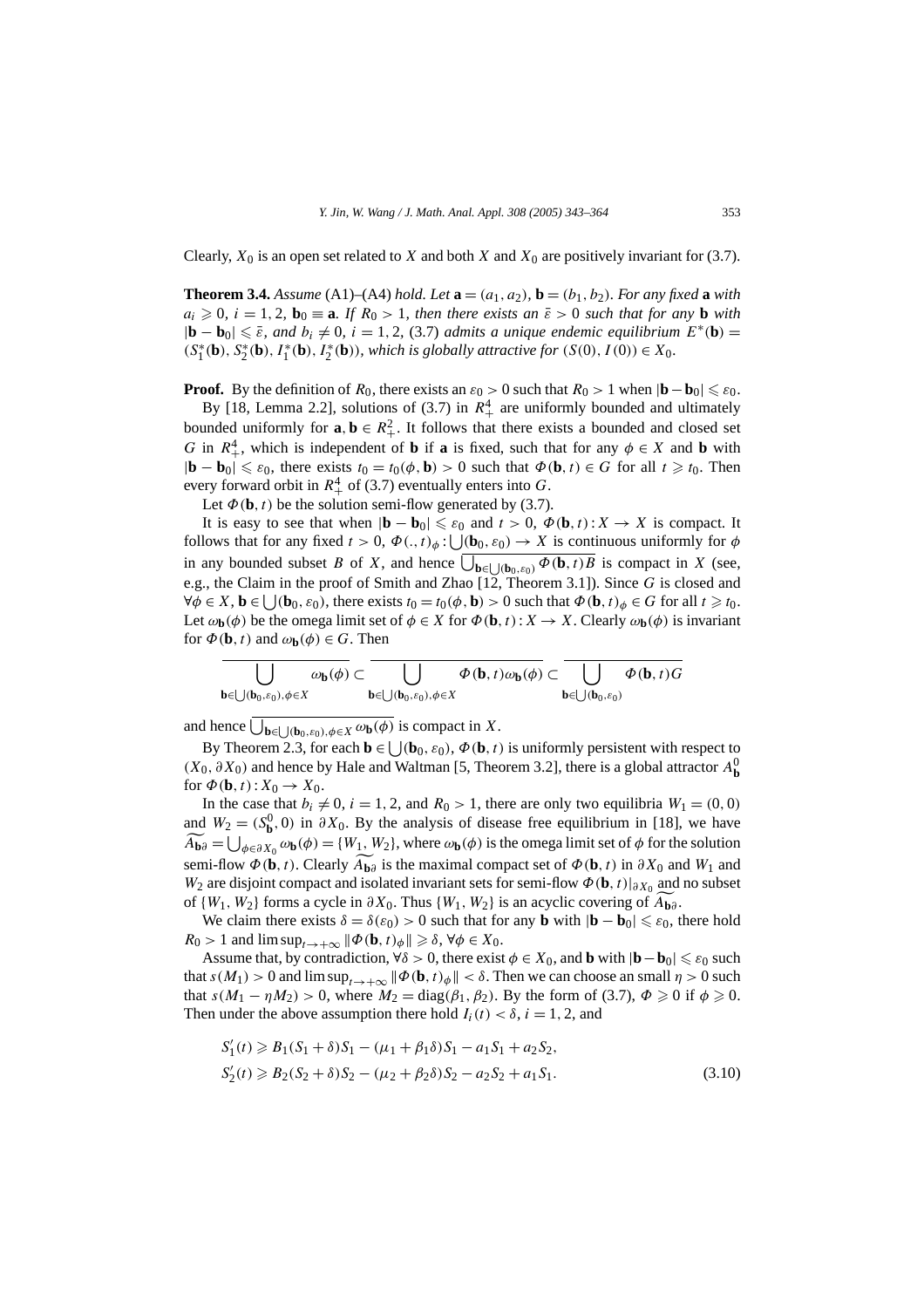Clearly, $X_0$ is an open set related to $X$ and both $X$ and $X_0$ are positively invariant for (3.7).

**Theorem 3.4.** *Assume* (A1)–(A4) *hold. Let* $\mathbf{a} = (a_1, a_2)$, $\mathbf{b} = (b_1, b_2)$. *For any fixed* $\mathbf{a}$ *with* $a_i \geqslant 0$, $i = 1, 2$, $\mathbf{b}_0 \equiv \mathbf{a}$. *If* $R_0 > 1$, *then there exists an* $\bar{\varepsilon} > 0$ *such that for any* $\mathbf{b}$ *with* $|\mathbf{b} - \mathbf{b}_0| \leqslant \bar{\varepsilon}$, *and* $b_i \neq 0$, $i = 1, 2$, (3.7) *admits a unique endemic equilibrium* $E^*(\mathbf{b}) = (S_1^*(\mathbf{b}), S_2^*(\mathbf{b}), I_1^*(\mathbf{b}), I_2^*(\mathbf{b}))$, *which is globally attractive for* $(S(0), I(0)) \in X_0$.

**Proof.** By the definition of $R_0$, there exists an $\varepsilon_0 > 0$ such that $R_0 > 1$ when $|\mathbf{b} - \mathbf{b}_0| \leqslant \varepsilon_0$.

By [18, Lemma 2.2], solutions of (3.7) in $R_+^4$ are uniformly bounded and ultimately bounded uniformly for $\mathbf{a}, \mathbf{b} \in R_+^2$. It follows that there exists a bounded and closed set $G$ in $R_+^4$, which is independent of $\mathbf{b}$ if $\mathbf{a}$ is fixed, such that for any $\phi \in X$ and $\mathbf{b}$ with $|\mathbf{b} - \mathbf{b}_0| \leqslant \varepsilon_0$, there exists $t_0 = t_0(\phi, \mathbf{b}) > 0$ such that $\Phi(\mathbf{b}, t) \in G$ for all $t \geqslant t_0$. Then every forward orbit in $R_+^4$ of (3.7) eventually enters into $G$.

Let $\Phi(\mathbf{b}, t)$ be the solution semi-flow generated by (3.7).

It is easy to see that when $|\mathbf{b} - \mathbf{b}_0| \leqslant \varepsilon_0$ and $t > 0$, $\Phi(\mathbf{b}, t): X \to X$ is compact. It follows that for any fixed $t > 0$, $\Phi(., t)_\phi : \bigcup(\mathbf{b}_0, \varepsilon_0) \to X$ is continuous uniformly for $\phi$ in any bounded subset $B$ of $X$, and hence $\overline{\bigcup_{\mathbf{b} \in \bigcup(\mathbf{b}_0, \varepsilon_0)} \Phi(\mathbf{b}, t)B}$ is compact in $X$ (see, e.g., the Claim in the proof of Smith and Zhao [12, Theorem 3.1]). Since $G$ is closed and $\forall \phi \in X$, $\mathbf{b} \in \bigcup(\mathbf{b}_0, \varepsilon_0)$, there exists $t_0 = t_0(\phi, \mathbf{b}) > 0$ such that $\Phi(\mathbf{b}, t)_\phi \in G$ for all $t \geqslant t_0$. Let $\omega_{\mathbf{b}}(\phi)$ be the omega limit set of $\phi \in X$ for $\Phi(\mathbf{b}, t): X \to X$. Clearly $\omega_{\mathbf{b}}(\phi)$ is invariant for $\Phi(\mathbf{b}, t)$ and $\omega_{\mathbf{b}}(\phi) \in G$. Then

$$
\overline{\bigcup_{\mathbf{b} \in \bigcup(\mathbf{b}_0, \varepsilon_0), \phi \in X} \omega_{\mathbf{b}}(\phi)} \subset \overline{\bigcup_{\mathbf{b} \in \bigcup(\mathbf{b}_0, \varepsilon_0), \phi \in X} \Phi(\mathbf{b}, t)\omega_{\mathbf{b}}(\phi)} \subset \overline{\bigcup_{\mathbf{b} \in \bigcup(\mathbf{b}_0, \varepsilon_0)} \Phi(\mathbf{b}, t)G}
$$

and hence $\overline{\bigcup_{\mathbf{b} \in \bigcup(\mathbf{b}_0, \varepsilon_0), \phi \in X} \omega_{\mathbf{b}}(\phi)}$ is compact in $X$.

By Theorem 2.3, for each $\mathbf{b} \in \bigcup(\mathbf{b}_0, \varepsilon_0)$, $\Phi(\mathbf{b}, t)$ is uniformly persistent with respect to $(X_0, \partial X_0)$ and hence by Hale and Waltman [5, Theorem 3.2], there is a global attractor $A_{\mathbf{b}}^0$ for $\Phi(\mathbf{b}, t): X_0 \to X_0$.

In the case that $b_i \neq 0$, $i = 1, 2$, and $R_0 > 1$, there are only two equilibria $W_1 = (0, 0)$ and $W_2 = (S_{\mathbf{b}}^0, 0)$ in $\partial X_0$. By the analysis of disease free equilibrium in [18], we have $\widetilde{A_{\mathbf{b}\partial}} = \bigcup_{\phi \in \partial X_0} \omega_{\mathbf{b}}(\phi) = \{W_1, W_2\}$, where $\omega_{\mathbf{b}}(\phi)$ is the omega limit set of $\phi$ for the solution semi-flow $\Phi(\mathbf{b}, t)$. Clearly $\widetilde{A_{\mathbf{b}\partial}}$ is the maximal compact set of $\Phi(\mathbf{b}, t)$ in $\partial X_0$ and $W_1$ and $W_2$ are disjoint compact and isolated invariant sets for semi-flow $\Phi(\mathbf{b}, t)|_{\partial X_0}$ and no subset of $\{W_1, W_2\}$ forms a cycle in $\partial X_0$. Thus $\{W_1, W_2\}$ is an acyclic covering of $\widetilde{A_{\mathbf{b}\partial}}$.

We claim there exists $\delta = \delta(\varepsilon_0) > 0$ such that for any $\mathbf{b}$ with $|\mathbf{b} - \mathbf{b}_0| \leqslant \varepsilon_0$, there hold $R_0 > 1$ and $\limsup_{t \to +\infty} \|\Phi(\mathbf{b}, t)_\phi\| \geqslant \delta$, $\forall \phi \in X_0$.

Assume that, by contradiction, $\forall \delta > 0$, there exist $\phi \in X_0$, and $\mathbf{b}$ with $|\mathbf{b} - \mathbf{b}_0| \leqslant \varepsilon_0$ such that $s(M_1) > 0$ and $\limsup_{t \to +\infty} \|\Phi(\mathbf{b}, t)_\phi\| < \delta$. Then we can choose an small $\eta > 0$ such that $s(M_1 - \eta M_2) > 0$, where $M_2 = \operatorname{diag}(\beta_1, \beta_2)$. By the form of (3.7), $\Phi \geqslant 0$ if $\phi \geqslant 0$. Then under the above assumption there hold $I_i(t) < \delta$, $i = 1, 2$, and

$$
\begin{aligned}
S_1'(t) &\geqslant B_1(S_1 + \delta)S_1 - (\mu_1 + \beta_1\delta)S_1 - a_1S_1 + a_2S_2, \\
S_2'(t) &\geqslant B_2(S_2 + \delta)S_2 - (\mu_2 + \beta_2\delta)S_2 - a_2S_2 + a_1S_1.
\end{aligned}
\tag{3.10}
$$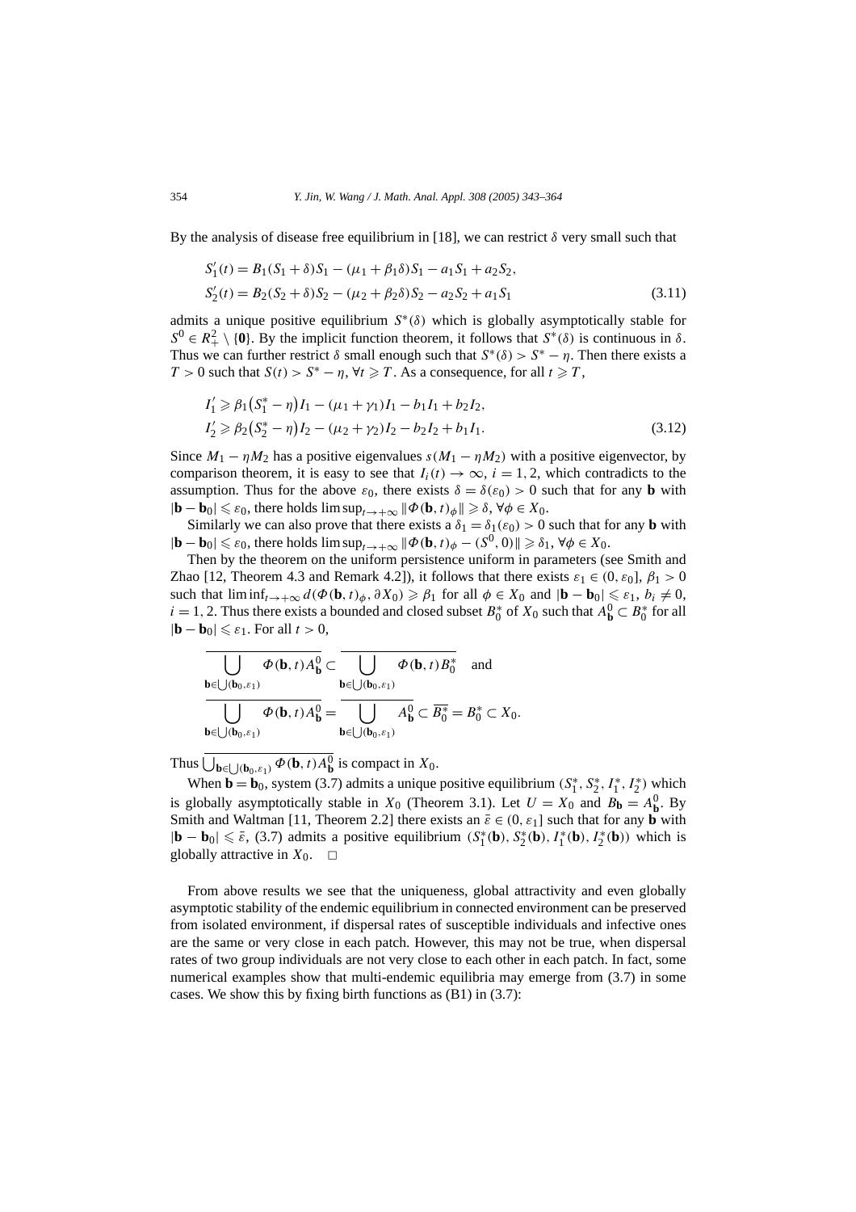By the analysis of disease free equilibrium in [18], we can restrict $\delta$ very small such that

$$
\begin{aligned}
S_1'(t) &= B_1(S_1+\delta)S_1 - (\mu_1+\beta_1\delta)S_1 - a_1 S_1 + a_2 S_2, \\
S_2'(t) &= B_2(S_2+\delta)S_2 - (\mu_2+\beta_2\delta)S_2 - a_2 S_2 + a_1 S_1
\end{aligned}
\tag{3.11}
$$

admits a unique positive equilibrium $S^*(\delta)$ which is globally asymptotically stable for $S^0 \in R_+^2 \setminus \{\mathbf{0}\}$. By the implicit function theorem, it follows that $S^*(\delta)$ is continuous in $\delta$. Thus we can further restrict $\delta$ small enough such that $S^*(\delta) > S^* - \eta$. Then there exists a $T > 0$ such that $S(t) > S^* - \eta$, $\forall t \geqslant T$. As a consequence, for all $t \geqslant T$,

$$
\begin{aligned}
I_1' &\geqslant \beta_1\big(S_1^* - \eta\big)I_1 - (\mu_1+\gamma_1)I_1 - b_1 I_1 + b_2 I_2, \\
I_2' &\geqslant \beta_2\big(S_2^* - \eta\big)I_2 - (\mu_2+\gamma_2)I_2 - b_2 I_2 + b_1 I_1.
\end{aligned}
\tag{3.12}
$$

Since $M_1 - \eta M_2$ has a positive eigenvalues $s(M_1 - \eta M_2)$ with a positive eigenvector, by comparison theorem, it is easy to see that $I_i(t) \to \infty$, $i = 1, 2$, which contradicts to the assumption. Thus for the above $\varepsilon_0$, there exists $\delta = \delta(\varepsilon_0) > 0$ such that for any $\mathbf{b}$ with $|\mathbf{b} - \mathbf{b}_0| \leqslant \varepsilon_0$, there holds $\limsup_{t\to+\infty} \|\Phi(\mathbf{b}, t)_\phi\| \geqslant \delta$, $\forall \phi \in X_0$.

Similarly we can also prove that there exists a $\delta_1 = \delta_1(\varepsilon_0) > 0$ such that for any $\mathbf{b}$ with $|\mathbf{b} - \mathbf{b}_0| \leqslant \varepsilon_0$, there holds $\limsup_{t\to+\infty} \|\Phi(\mathbf{b}, t)_\phi - (S^0, 0)\| \geqslant \delta_1$, $\forall \phi \in X_0$.

Then by the theorem on the uniform persistence uniform in parameters (see Smith and Zhao [12, Theorem 4.3 and Remark 4.2]), it follows that there exists $\varepsilon_1 \in (0, \varepsilon_0]$, $\beta_1 > 0$ such that $\liminf_{t\to+\infty} d(\Phi(\mathbf{b}, t)_\phi, \partial X_0) \geqslant \beta_1$ for all $\phi \in X_0$ and $|\mathbf{b} - \mathbf{b}_0| \leqslant \varepsilon_1$, $b_i \neq 0$, $i = 1, 2$. Thus there exists a bounded and closed subset $B_0^*$ of $X_0$ such that $A_{\mathbf{b}}^0 \subset B_0^*$ for all $|\mathbf{b} - \mathbf{b}_0| \leqslant \varepsilon_1$. For all $t > 0$,

$$
\overline{\bigcup_{\mathbf{b}\in\bigcup(\mathbf{b}_0,\varepsilon_1)} \Phi(\mathbf{b}, t)A_{\mathbf{b}}^0} \subset \overline{\bigcup_{\mathbf{b}\in\bigcup(\mathbf{b}_0,\varepsilon_1)} \Phi(\mathbf{b}, t)B_0^*} \quad \text{and}
$$

$$
\overline{\bigcup_{\mathbf{b}\in\bigcup(\mathbf{b}_0,\varepsilon_1)} \Phi(\mathbf{b}, t)A_{\mathbf{b}}^0} = \overline{\bigcup_{\mathbf{b}\in\bigcup(\mathbf{b}_0,\varepsilon_1)} A_{\mathbf{b}}^0} \subset \overline{B_0^*} = B_0^* \subset X_0.
$$

Thus $\overline{\bigcup_{\mathbf{b}\in\bigcup(\mathbf{b}_0,\varepsilon_1)} \Phi(\mathbf{b}, t)A_{\mathbf{b}}^0}$ is compact in $X_0$.

When $\mathbf{b} = \mathbf{b}_0$, system (3.7) admits a unique positive equilibrium $(S_1^*, S_2^*, I_1^*, I_2^*)$ which is globally asymptotically stable in $X_0$ (Theorem 3.1). Let $U = X_0$ and $B_{\mathbf{b}} = A_{\mathbf{b}}^0$. By Smith and Waltman [11, Theorem 2.2] there exists an $\bar{\varepsilon} \in (0, \varepsilon_1]$ such that for any $\mathbf{b}$ with $|\mathbf{b} - \mathbf{b}_0| \leqslant \bar{\varepsilon}$, (3.7) admits a positive equilibrium $(S_1^*(\mathbf{b}), S_2^*(\mathbf{b}), I_1^*(\mathbf{b}), I_2^*(\mathbf{b}))$ which is globally attractive in $X_0$. $\square$

From above results we see that the uniqueness, global attractivity and even globally asymptotic stability of the endemic equilibrium in connected environment can be preserved from isolated environment, if dispersal rates of susceptible individuals and infective ones are the same or very close in each patch. However, this may not be true, when dispersal rates of two group individuals are not very close to each other in each patch. In fact, some numerical examples show that multi-endemic equilibria may emerge from (3.7) in some cases. We show this by fixing birth functions as (B1) in (3.7):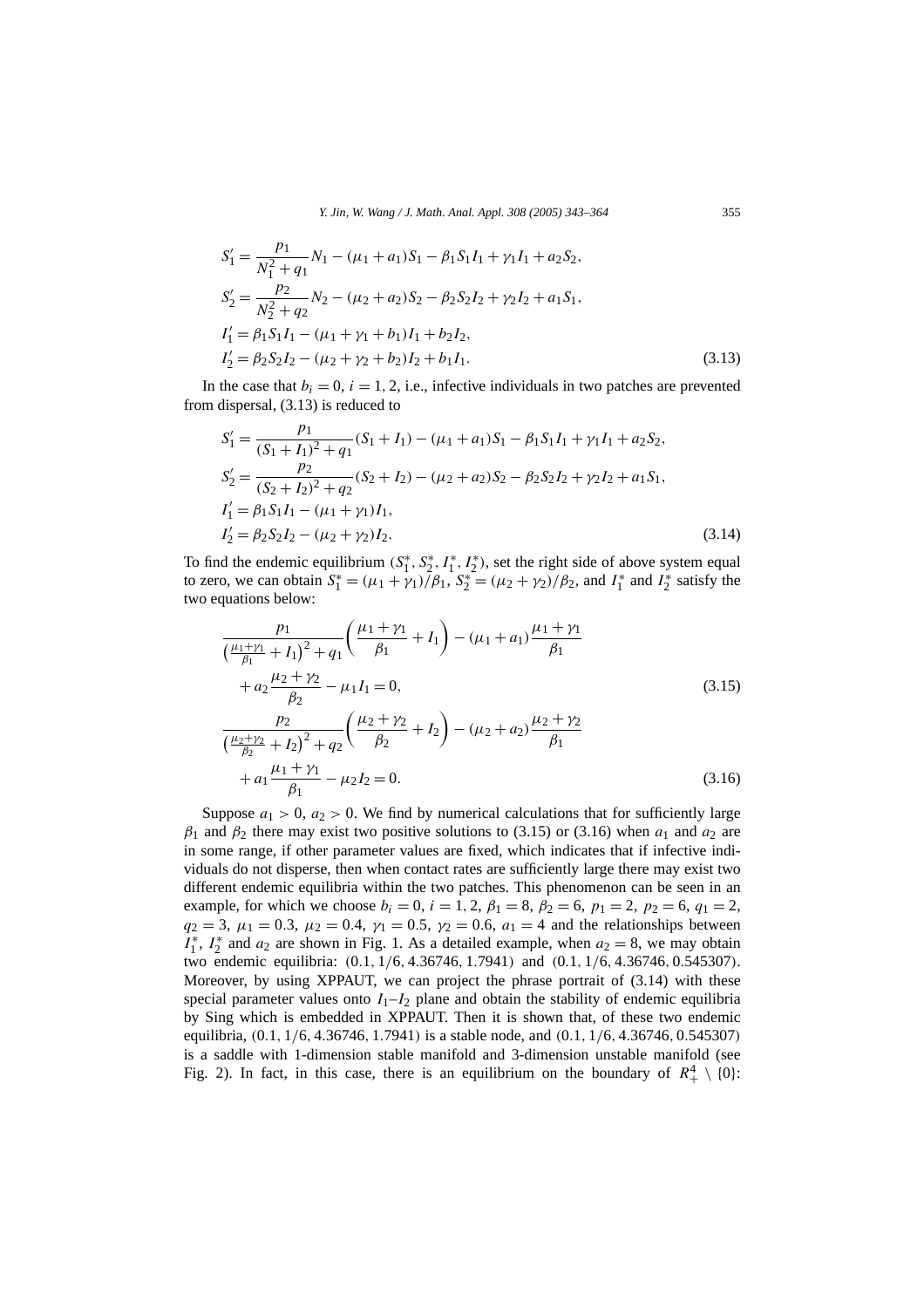$$
\begin{aligned}
S_1' &= \frac{p_1}{N_1^2+q_1}N_1 - (\mu_1+a_1)S_1 - \beta_1 S_1 I_1 + \gamma_1 I_1 + a_2 S_2,\\
S_2' &= \frac{p_2}{N_2^2+q_2}N_2 - (\mu_2+a_2)S_2 - \beta_2 S_2 I_2 + \gamma_2 I_2 + a_1 S_1,\\
I_1' &= \beta_1 S_1 I_1 - (\mu_1+\gamma_1+b_1)I_1 + b_2 I_2,\\
I_2' &= \beta_2 S_2 I_2 - (\mu_2+\gamma_2+b_2)I_2 + b_1 I_1.
\end{aligned}
\tag{3.13}
$$

In the case that $b_i = 0$, $i = 1, 2$, i.e., infective individuals in two patches are prevented from dispersal, (3.13) is reduced to

$$
\begin{aligned}
S_1' &= \frac{p_1}{(S_1+I_1)^2+q_1}(S_1+I_1) - (\mu_1+a_1)S_1 - \beta_1 S_1 I_1 + \gamma_1 I_1 + a_2 S_2,\\
S_2' &= \frac{p_2}{(S_2+I_2)^2+q_2}(S_2+I_2) - (\mu_2+a_2)S_2 - \beta_2 S_2 I_2 + \gamma_2 I_2 + a_1 S_1,\\
I_1' &= \beta_1 S_1 I_1 - (\mu_1+\gamma_1)I_1,\\
I_2' &= \beta_2 S_2 I_2 - (\mu_2+\gamma_2)I_2.
\end{aligned}
\tag{3.14}
$$

To find the endemic equilibrium $(S_1^*, S_2^*, I_1^*, I_2^*)$, set the right side of above system equal to zero, we can obtain $S_1^* = (\mu_1+\gamma_1)/\beta_1$, $S_2^* = (\mu_2+\gamma_2)/\beta_2$, and $I_1^*$ and $I_2^*$ satisfy the two equations below:

$$
\begin{aligned}
&\frac{p_1}{\left(\frac{\mu_1+\gamma_1}{\beta_1}+I_1\right)^2+q_1}\left(\frac{\mu_1+\gamma_1}{\beta_1}+I_1\right) - (\mu_1+a_1)\frac{\mu_1+\gamma_1}{\beta_1}\\
&\quad + a_2\frac{\mu_2+\gamma_2}{\beta_2} - \mu_1 I_1 = 0,
\end{aligned}
\tag{3.15}
$$

$$
\begin{aligned}
&\frac{p_2}{\left(\frac{\mu_2+\gamma_2}{\beta_2}+I_2\right)^2+q_2}\left(\frac{\mu_2+\gamma_2}{\beta_2}+I_2\right) - (\mu_2+a_2)\frac{\mu_2+\gamma_2}{\beta_1}\\
&\quad + a_1\frac{\mu_1+\gamma_1}{\beta_1} - \mu_2 I_2 = 0.
\end{aligned}
\tag{3.16}
$$

Suppose $a_1 > 0$, $a_2 > 0$. We find by numerical calculations that for sufficiently large $\beta_1$ and $\beta_2$ there may exist two positive solutions to (3.15) or (3.16) when $a_1$ and $a_2$ are in some range, if other parameter values are fixed, which indicates that if infective individuals do not disperse, then when contact rates are sufficiently large there may exist two different endemic equilibria within the two patches. This phenomenon can be seen in an example, for which we choose $b_i = 0$, $i = 1, 2$, $\beta_1 = 8$, $\beta_2 = 6$, $p_1 = 2$, $p_2 = 6$, $q_1 = 2$, $q_2 = 3$, $\mu_1 = 0.3$, $\mu_2 = 0.4$, $\gamma_1 = 0.5$, $\gamma_2 = 0.6$, $a_1 = 4$ and the relationships between $I_1^*$, $I_2^*$ and $a_2$ are shown in Fig. 1. As a detailed example, when $a_2 = 8$, we may obtain two endemic equilibria: $(0.1, 1/6, 4.36746, 1.7941)$ and $(0.1, 1/6, 4.36746, 0.545307)$. Moreover, by using XPPAUT, we can project the phrase portrait of (3.14) with these special parameter values onto $I_1$–$I_2$ plane and obtain the stability of endemic equilibria by Sing which is embedded in XPPAUT. Then it is shown that, of these two endemic equilibria, $(0.1, 1/6, 4.36746, 1.7941)$ is a stable node, and $(0.1, 1/6, 4.36746, 0.545307)$ is a saddle with 1-dimension stable manifold and 3-dimension unstable manifold (see Fig. 2). In fact, in this case, there is an equilibrium on the boundary of $R_+^4 \setminus \{0\}$: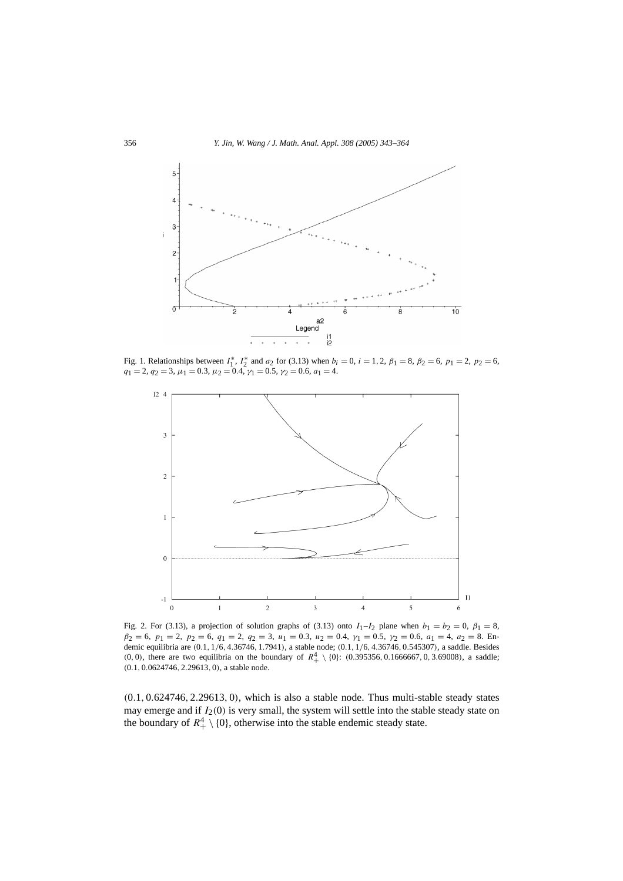Fig. 1. Relationships between $I_1^*$, $I_2^*$ and $a_2$ for (3.13) when $b_i = 0$, $i = 1, 2$, $\beta_1 = 8$, $\beta_2 = 6$, $p_1 = 2$, $p_2 = 6$, $q_1 = 2$, $q_2 = 3$, $\mu_1 = 0.3$, $\mu_2 = 0.4$, $\gamma_1 = 0.5$, $\gamma_2 = 0.6$, $a_1 = 4$.

Fig. 2. For (3.13), a projection of solution graphs of (3.13) onto $I_1$–$I_2$ plane when $b_1 = b_2 = 0$, $\beta_1 = 8$, $\beta_2 = 6$, $p_1 = 2$, $p_2 = 6$, $q_1 = 2$, $q_2 = 3$, $u_1 = 0.3$, $u_2 = 0.4$, $\gamma_1 = 0.5$, $\gamma_2 = 0.6$, $a_1 = 4$, $a_2 = 8$. Endemic equilibria are $(0.1, 1/6, 4.36746, 1.7941)$, a stable node; $(0.1, 1/6, 4.36746, 0.545307)$, a saddle. Besides $(0, 0)$, there are two equilibria on the boundary of $R_+^4 \setminus \{0\}$: $(0.395356, 0.1666667, 0, 3.69008)$, a saddle; $(0.1, 0.0624746, 2.29613, 0)$, a stable node.

$(0.1, 0.624746, 2.29613, 0)$, which is also a stable node. Thus multi-stable steady states may emerge and if $I_2(0)$ is very small, the system will settle into the stable steady state on the boundary of $R_+^4 \setminus \{0\}$, otherwise into the stable endemic steady state.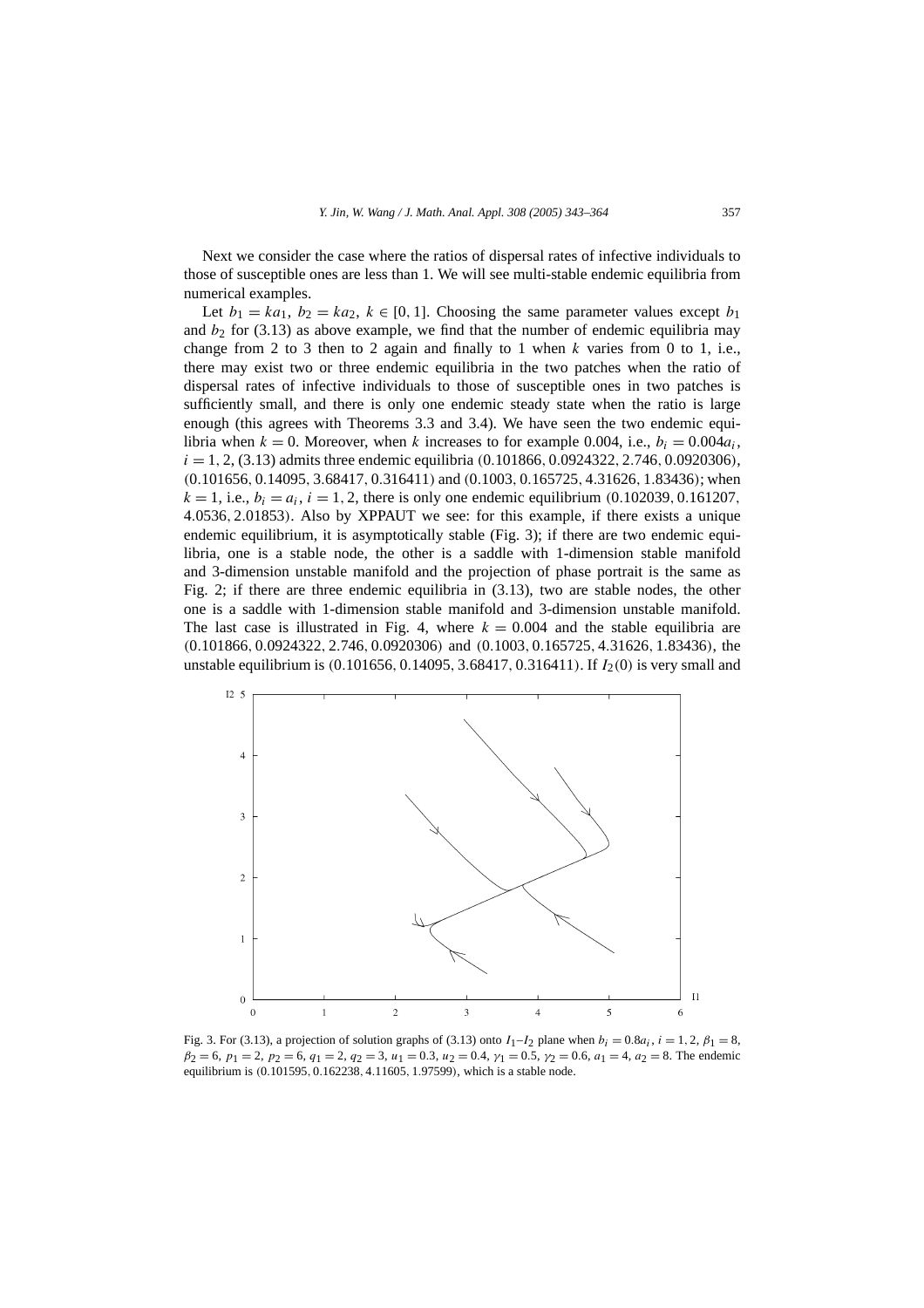Next we consider the case where the ratios of dispersal rates of infective individuals to those of susceptible ones are less than 1. We will see multi-stable endemic equilibria from numerical examples.

Let $b_1 = ka_1$, $b_2 = ka_2$, $k \in [0, 1]$. Choosing the same parameter values except $b_1$ and $b_2$ for (3.13) as above example, we find that the number of endemic equilibria may change from 2 to 3 then to 2 again and finally to 1 when $k$ varies from 0 to 1, i.e., there may exist two or three endemic equilibria in the two patches when the ratio of dispersal rates of infective individuals to those of susceptible ones in two patches is sufficiently small, and there is only one endemic steady state when the ratio is large enough (this agrees with Theorems 3.3 and 3.4). We have seen the two endemic equilibria when $k = 0$. Moreover, when $k$ increases to for example 0.004, i.e., $b_i = 0.004a_i$, $i = 1, 2$, (3.13) admits three endemic equilibria $(0.101866, 0.0924322, 2.746, 0.0920306)$, $(0.101656, 0.14095, 3.68417, 0.316411)$ and $(0.1003, 0.165725, 4.31626, 1.83436)$; when $k = 1$, i.e., $b_i = a_i$, $i = 1, 2$, there is only one endemic equilibrium $(0.102039, 0.161207, 4.0536, 2.01853)$. Also by XPPAUT we see: for this example, if there exists a unique endemic equilibrium, it is asymptotically stable (Fig. 3); if there are two endemic equilibria, one is a stable node, the other is a saddle with 1-dimension stable manifold and 3-dimension unstable manifold and the projection of phase portrait is the same as Fig. 2; if there are three endemic equilibria in (3.13), two are stable nodes, the other one is a saddle with 1-dimension stable manifold and 3-dimension unstable manifold. The last case is illustrated in Fig. 4, where $k = 0.004$ and the stable equilibria are $(0.101866, 0.0924322, 2.746, 0.0920306)$ and $(0.1003, 0.165725, 4.31626, 1.83436)$, the unstable equilibrium is $(0.101656, 0.14095, 3.68417, 0.316411)$. If $I_2(0)$ is very small and

Fig. 3. For (3.13), a projection of solution graphs of (3.13) onto $I_1$–$I_2$ plane when $b_i = 0.8a_i$, $i = 1, 2$, $\beta_1 = 8$, $\beta_2 = 6$, $p_1 = 2$, $p_2 = 6$, $q_1 = 2$, $q_2 = 3$, $u_1 = 0.3$, $u_2 = 0.4$, $\gamma_1 = 0.5$, $\gamma_2 = 0.6$, $a_1 = 4$, $a_2 = 8$. The endemic equilibrium is $(0.101595, 0.162238, 4.11605, 1.97599)$, which is a stable node.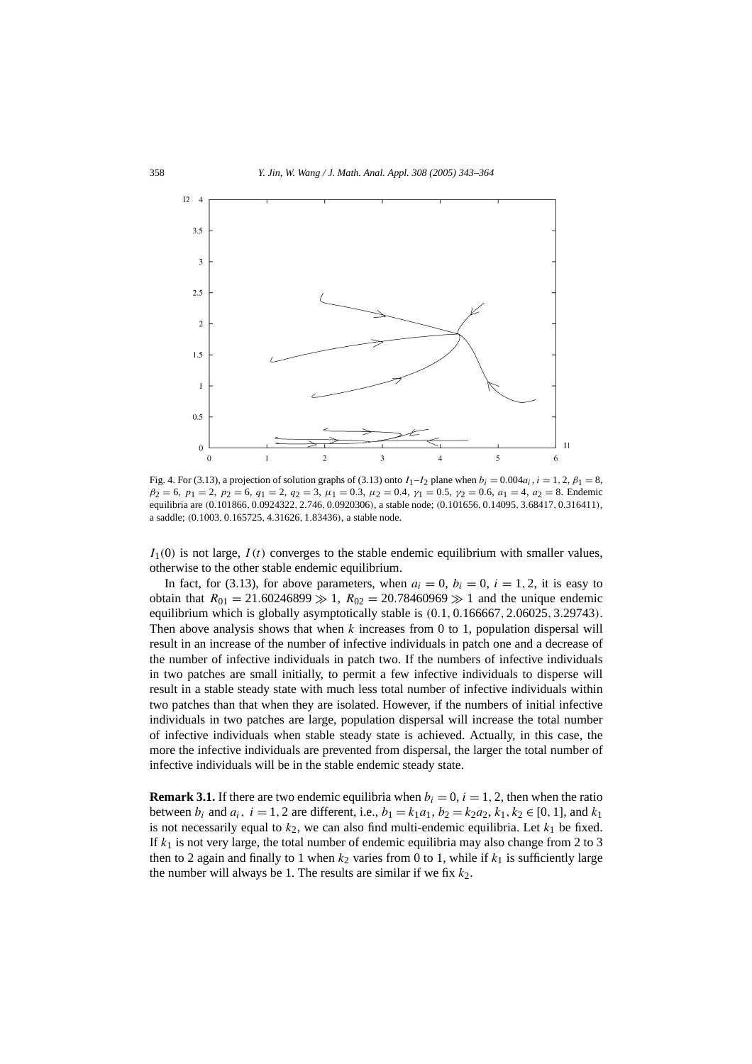Fig. 4. For (3.13), a projection of solution graphs of (3.13) onto $I_1$–$I_2$ plane when $b_i = 0.004a_i$, $i = 1, 2$, $\beta_1 = 8$, $\beta_2 = 6$, $p_1 = 2$, $p_2 = 6$, $q_1 = 2$, $q_2 = 3$, $\mu_1 = 0.3$, $\mu_2 = 0.4$, $\gamma_1 = 0.5$, $\gamma_2 = 0.6$, $a_1 = 4$, $a_2 = 8$. Endemic equilibria are $(0.101866, 0.0924322, 2.746, 0.0920306)$, a stable node; $(0.101656, 0.14095, 3.68417, 0.316411)$, a saddle; $(0.1003, 0.165725, 4.31626, 1.83436)$, a stable node.

$I_1(0)$ is not large, $I(t)$ converges to the stable endemic equilibrium with smaller values, otherwise to the other stable endemic equilibrium.

In fact, for (3.13), for above parameters, when $a_i = 0$, $b_i = 0$, $i = 1, 2$, it is easy to obtain that $R_{01} = 21.60246899 \gg 1$, $R_{02} = 20.78460969 \gg 1$ and the unique endemic equilibrium which is globally asymptotically stable is $(0.1, 0.166667, 2.06025, 3.29743)$. Then above analysis shows that when $k$ increases from 0 to 1, population dispersal will result in an increase of the number of infective individuals in patch one and a decrease of the number of infective individuals in patch two. If the numbers of infective individuals in two patches are small initially, to permit a few infective individuals to disperse will result in a stable steady state with much less total number of infective individuals within two patches than that when they are isolated. However, if the numbers of initial infective individuals in two patches are large, population dispersal will increase the total number of infective individuals when stable steady state is achieved. Actually, in this case, the more the infective individuals are prevented from dispersal, the larger the total number of infective individuals will be in the stable endemic steady state.

**Remark 3.1.** If there are two endemic equilibria when $b_i = 0$, $i = 1, 2$, then when the ratio between $b_i$ and $a_i$, $i = 1, 2$ are different, i.e., $b_1 = k_1 a_1$, $b_2 = k_2 a_2$, $k_1, k_2 \in [0, 1]$, and $k_1$ is not necessarily equal to $k_2$, we can also find multi-endemic equilibria. Let $k_1$ be fixed. If $k_1$ is not very large, the total number of endemic equilibria may also change from 2 to 3 then to 2 again and finally to 1 when $k_2$ varies from 0 to 1, while if $k_1$ is sufficiently large the number will always be 1. The results are similar if we fix $k_2$.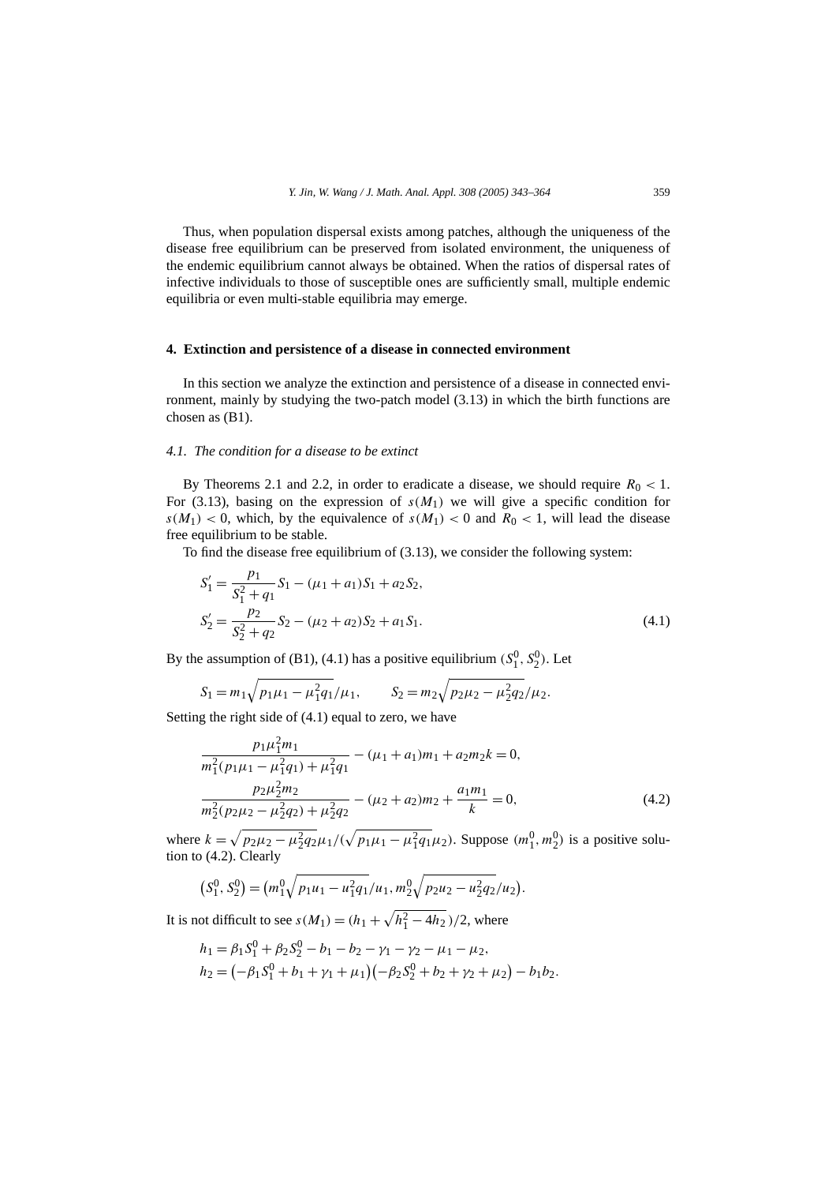Thus, when population dispersal exists among patches, although the uniqueness of the disease free equilibrium can be preserved from isolated environment, the uniqueness of the endemic equilibrium cannot always be obtained. When the ratios of dispersal rates of infective individuals to those of susceptible ones are sufficiently small, multiple endemic equilibria or even multi-stable equilibria may emerge.

## 4. Extinction and persistence of a disease in connected environment

In this section we analyze the extinction and persistence of a disease in connected environment, mainly by studying the two-patch model (3.13) in which the birth functions are chosen as (B1).

### 4.1. The condition for a disease to be extinct

By Theorems 2.1 and 2.2, in order to eradicate a disease, we should require $R_0 < 1$. For (3.13), basing on the expression of $s(M_1)$ we will give a specific condition for $s(M_1) < 0$, which, by the equivalence of $s(M_1) < 0$ and $R_0 < 1$, will lead the disease free equilibrium to be stable.

To find the disease free equilibrium of (3.13), we consider the following system:

$$
\begin{aligned}
S_1' &= \frac{p_1}{S_1^2 + q_1} S_1 - (\mu_1 + a_1) S_1 + a_2 S_2, \\
S_2' &= \frac{p_2}{S_2^2 + q_2} S_2 - (\mu_2 + a_2) S_2 + a_1 S_1.
\end{aligned}
\tag{4.1}
$$

By the assumption of (B1), (4.1) has a positive equilibrium $(S_1^0, S_2^0)$. Let

$$
S_1 = m_1 \sqrt{p_1 \mu_1 - \mu_1^2 q_1}/\mu_1, \qquad S_2 = m_2 \sqrt{p_2 \mu_2 - \mu_2^2 q_2}/\mu_2.
$$

Setting the right side of (4.1) equal to zero, we have

$$
\begin{aligned}
&\frac{p_1 \mu_1^2 m_1}{m_1^2 (p_1 \mu_1 - \mu_1^2 q_1) + \mu_1^2 q_1} - (\mu_1 + a_1) m_1 + a_2 m_2 k = 0, \\
&\frac{p_2 \mu_2^2 m_2}{m_2^2 (p_2 \mu_2 - \mu_2^2 q_2) + \mu_2^2 q_2} - (\mu_2 + a_2) m_2 + \frac{a_1 m_1}{k} = 0,
\end{aligned}
\tag{4.2}
$$

where $k = \sqrt{p_2 \mu_2 - \mu_2^2 q_2}\, \mu_1 / (\sqrt{p_1 \mu_1 - \mu_1^2 q_1}\, \mu_2)$. Suppose $(m_1^0, m_2^0)$ is a positive solution to (4.2). Clearly

$$
\left(S_1^0, S_2^0\right) = \left(m_1^0 \sqrt{p_1 u_1 - u_1^2 q_1}/u_1, m_2^0 \sqrt{p_2 u_2 - u_2^2 q_2}/u_2\right).
$$

It is not difficult to see $s(M_1) = (h_1 + \sqrt{h_1^2 - 4h_2})/2$, where

$$
\begin{aligned}
h_1 &= \beta_1 S_1^0 + \beta_2 S_2^0 - b_1 - b_2 - \gamma_1 - \gamma_2 - \mu_1 - \mu_2, \\
h_2 &= \left(-\beta_1 S_1^0 + b_1 + \gamma_1 + \mu_1\right)\left(-\beta_2 S_2^0 + b_2 + \gamma_2 + \mu_2\right) - b_1 b_2.
\end{aligned}
$$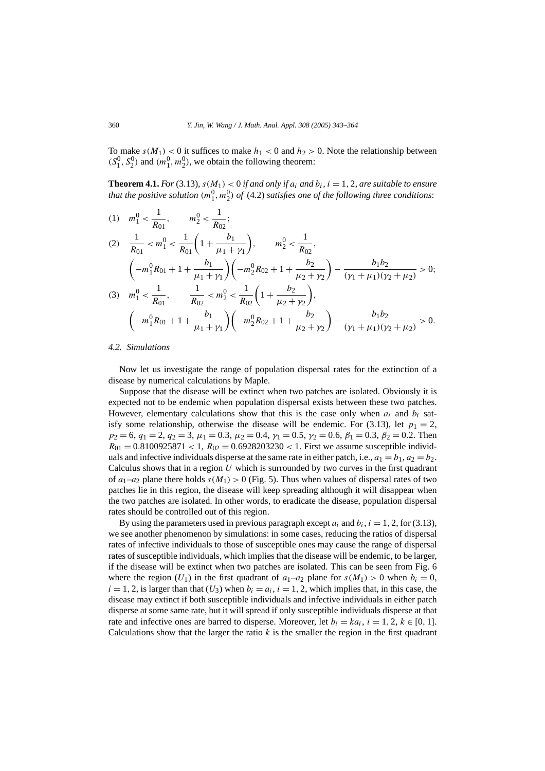To make $s(M_1) < 0$ it suffices to make $h_1 < 0$ and $h_2 > 0$. Note the relationship between $(S_1^0, S_2^0)$ and $(m_1^0, m_2^0)$, we obtain the following theorem:

**Theorem 4.1.** *For* (3.13), $s(M_1) < 0$ *if and only if* $a_i$ *and* $b_i$, $i = 1, 2$, *are suitable to ensure that the positive solution* $(m_1^0, m_2^0)$ *of* (4.2) *satisfies one of the following three conditions*:

(1) $$m_1^0 < \frac{1}{R_{01}}, \qquad m_2^0 < \frac{1}{R_{02}};$$

(2) $$\frac{1}{R_{01}} < m_1^0 < \frac{1}{R_{01}}\left(1 + \frac{b_1}{\mu_1 + \gamma_1}\right), \qquad m_2^0 < \frac{1}{R_{02}},$$
$$\left(-m_1^0 R_{01} + 1 + \frac{b_1}{\mu_1 + \gamma_1}\right)\left(-m_2^0 R_{02} + 1 + \frac{b_2}{\mu_2 + \gamma_2}\right) - \frac{b_1 b_2}{(\gamma_1 + \mu_1)(\gamma_2 + \mu_2)} > 0;$$

(3) $$m_1^0 < \frac{1}{R_{01}}, \qquad \frac{1}{R_{02}} < m_2^0 < \frac{1}{R_{02}}\left(1 + \frac{b_2}{\mu_2 + \gamma_2}\right),$$
$$\left(-m_1^0 R_{01} + 1 + \frac{b_1}{\mu_1 + \gamma_1}\right)\left(-m_2^0 R_{02} + 1 + \frac{b_2}{\mu_2 + \gamma_2}\right) - \frac{b_1 b_2}{(\gamma_1 + \mu_1)(\gamma_2 + \mu_2)} > 0.$$

### 4.2. Simulations

Now let us investigate the range of population dispersal rates for the extinction of a disease by numerical calculations by Maple.

Suppose that the disease will be extinct when two patches are isolated. Obviously it is expected not to be endemic when population dispersal exists between these two patches. However, elementary calculations show that this is the case only when $a_i$ and $b_i$ satisfy some relationship, otherwise the disease will be endemic. For (3.13), let $p_1 = 2$, $p_2 = 6$, $q_1 = 2$, $q_2 = 3$, $\mu_1 = 0.3$, $\mu_2 = 0.4$, $\gamma_1 = 0.5$, $\gamma_2 = 0.6$, $\beta_1 = 0.3$, $\beta_2 = 0.2$. Then $R_{01} = 0.8100925871 < 1$, $R_{02} = 0.6928203230 < 1$. First we assume susceptible individuals and infective individuals disperse at the same rate in either patch, i.e., $a_1 = b_1$, $a_2 = b_2$. Calculus shows that in a region $U$ which is surrounded by two curves in the first quadrant of $a_1$–$a_2$ plane there holds $s(M_1) > 0$ (Fig. 5). Thus when values of dispersal rates of two patches lie in this region, the disease will keep spreading although it will disappear when the two patches are isolated. In other words, to eradicate the disease, population dispersal rates should be controlled out of this region.

By using the parameters used in previous paragraph except $a_i$ and $b_i$, $i = 1, 2$, for (3.13), we see another phenomenon by simulations: in some cases, reducing the ratios of dispersal rates of infective individuals to those of susceptible ones may cause the range of dispersal rates of susceptible individuals, which implies that the disease will be endemic, to be larger, if the disease will be extinct when two patches are isolated. This can be seen from Fig. 6 where the region ($U_1$) in the first quadrant of $a_1$–$a_2$ plane for $s(M_1) > 0$ when $b_i = 0$, $i = 1, 2$, is larger than that ($U_3$) when $b_i = a_i$, $i = 1, 2$, which implies that, in this case, the disease may extinct if both susceptible individuals and infective individuals in either patch disperse at some same rate, but it will spread if only susceptible individuals disperse at that rate and infective ones are barred to disperse. Moreover, let $b_i = ka_i$, $i = 1, 2$, $k \in [0, 1]$. Calculations show that the larger the ratio $k$ is the smaller the region in the first quadrant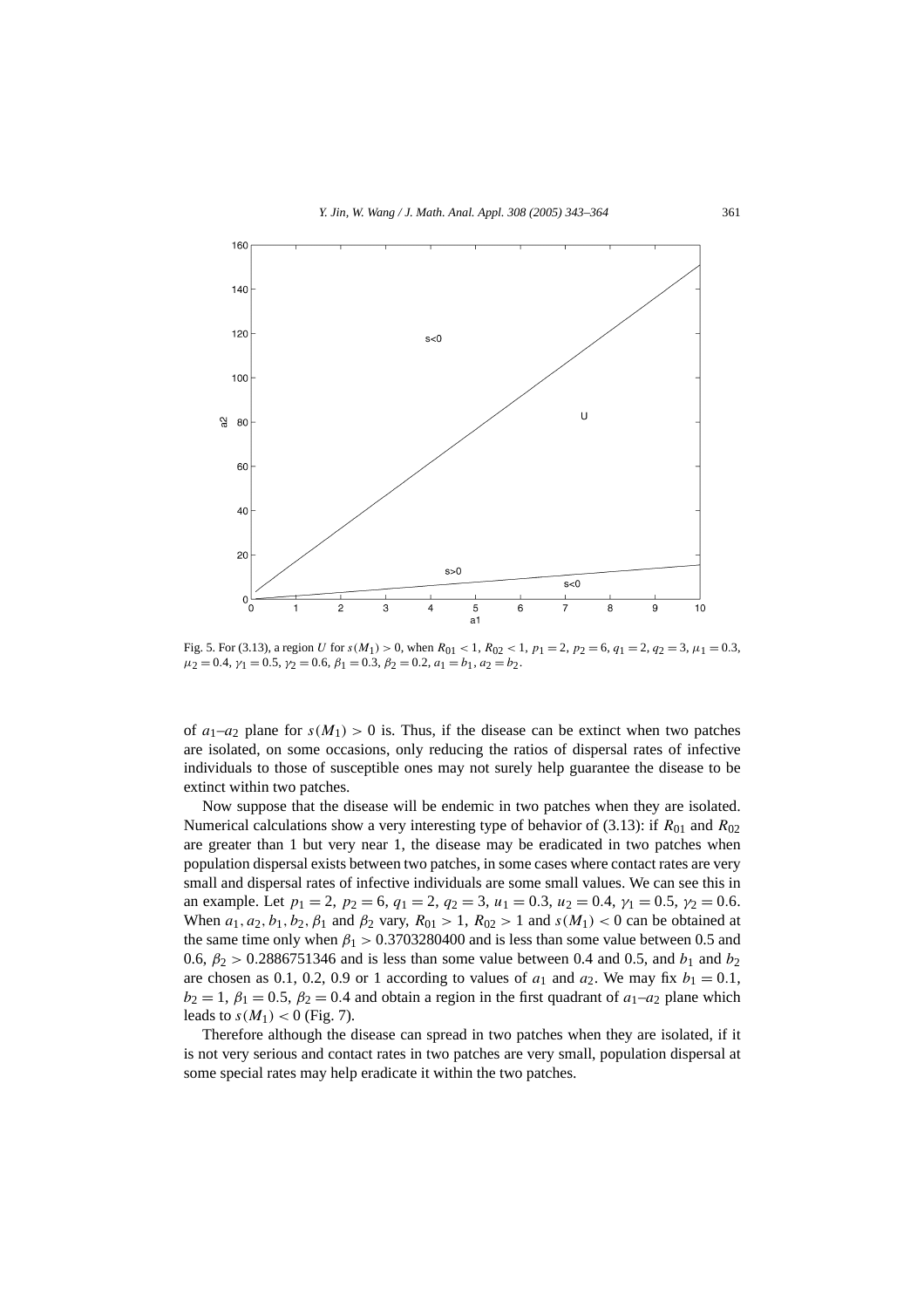Fig. 5. For (3.13), a region $U$ for $s(M_1) > 0$, when $R_{01} < 1$, $R_{02} < 1$, $p_1 = 2$, $p_2 = 6$, $q_1 = 2$, $q_2 = 3$, $\mu_1 = 0.3$, $\mu_2 = 0.4$, $\gamma_1 = 0.5$, $\gamma_2 = 0.6$, $\beta_1 = 0.3$, $\beta_2 = 0.2$, $a_1 = b_1$, $a_2 = b_2$.

of $a_1$–$a_2$ plane for $s(M_1) > 0$ is. Thus, if the disease can be extinct when two patches are isolated, on some occasions, only reducing the ratios of dispersal rates of infective individuals to those of susceptible ones may not surely help guarantee the disease to be extinct within two patches.

Now suppose that the disease will be endemic in two patches when they are isolated. Numerical calculations show a very interesting type of behavior of (3.13): if $R_{01}$ and $R_{02}$ are greater than 1 but very near 1, the disease may be eradicated in two patches when population dispersal exists between two patches, in some cases where contact rates are very small and dispersal rates of infective individuals are some small values. We can see this in an example. Let $p_1 = 2$, $p_2 = 6$, $q_1 = 2$, $q_2 = 3$, $u_1 = 0.3$, $u_2 = 0.4$, $\gamma_1 = 0.5$, $\gamma_2 = 0.6$. When $a_1, a_2, b_1, b_2, \beta_1$ and $\beta_2$ vary, $R_{01} > 1$, $R_{02} > 1$ and $s(M_1) < 0$ can be obtained at the same time only when $\beta_1 > 0.3703280400$ and is less than some value between 0.5 and 0.6, $\beta_2 > 0.2886751346$ and is less than some value between 0.4 and 0.5, and $b_1$ and $b_2$ are chosen as 0.1, 0.2, 0.9 or 1 according to values of $a_1$ and $a_2$. We may fix $b_1 = 0.1$, $b_2 = 1$, $\beta_1 = 0.5$, $\beta_2 = 0.4$ and obtain a region in the first quadrant of $a_1$–$a_2$ plane which leads to $s(M_1) < 0$ (Fig. 7).

Therefore although the disease can spread in two patches when they are isolated, if it is not very serious and contact rates in two patches are very small, population dispersal at some special rates may help eradicate it within the two patches.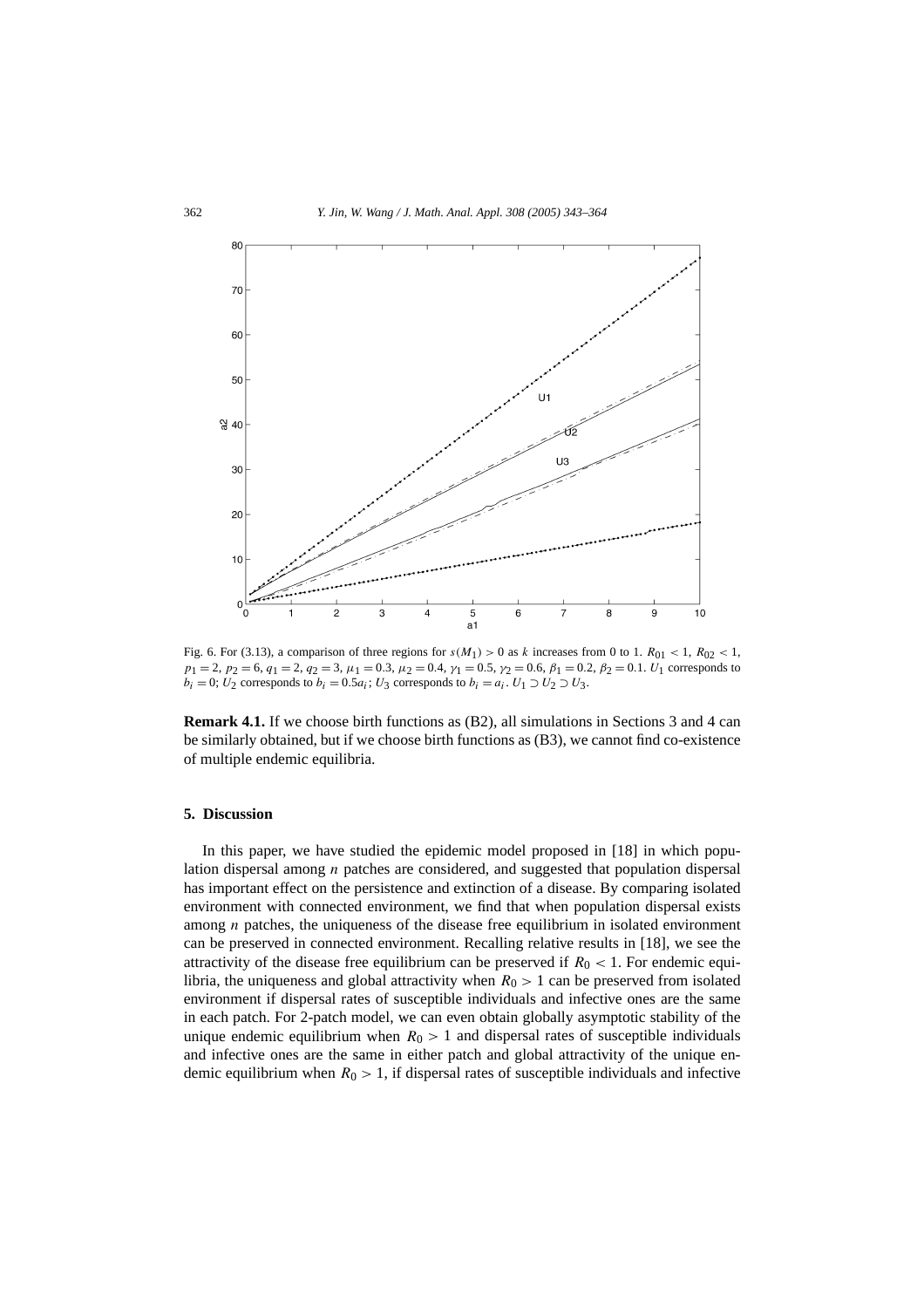Fig. 6. For (3.13), a comparison of three regions for $s(M_1) > 0$ as $k$ increases from 0 to 1. $R_{01} < 1$, $R_{02} < 1$, $p_1 = 2$, $p_2 = 6$, $q_1 = 2$, $q_2 = 3$, $\mu_1 = 0.3$, $\mu_2 = 0.4$, $\gamma_1 = 0.5$, $\gamma_2 = 0.6$, $\beta_1 = 0.2$, $\beta_2 = 0.1$. $U_1$ corresponds to $b_i = 0$; $U_2$ corresponds to $b_i = 0.5a_i$; $U_3$ corresponds to $b_i = a_i$. $U_1 \supset U_2 \supset U_3$.

**Remark 4.1.** If we choose birth functions as (B2), all simulations in Sections 3 and 4 can be similarly obtained, but if we choose birth functions as (B3), we cannot find co-existence of multiple endemic equilibria.

## 5. Discussion

In this paper, we have studied the epidemic model proposed in [18] in which population dispersal among $n$ patches are considered, and suggested that population dispersal has important effect on the persistence and extinction of a disease. By comparing isolated environment with connected environment, we find that when population dispersal exists among $n$ patches, the uniqueness of the disease free equilibrium in isolated environment can be preserved in connected environment. Recalling relative results in [18], we see the attractivity of the disease free equilibrium can be preserved if $R_0 < 1$. For endemic equilibria, the uniqueness and global attractivity when $R_0 > 1$ can be preserved from isolated environment if dispersal rates of susceptible individuals and infective ones are the same in each patch. For 2-patch model, we can even obtain globally asymptotic stability of the unique endemic equilibrium when $R_0 > 1$ and dispersal rates of susceptible individuals and infective ones are the same in either patch and global attractivity of the unique endemic equilibrium when $R_0 > 1$, if dispersal rates of susceptible individuals and infective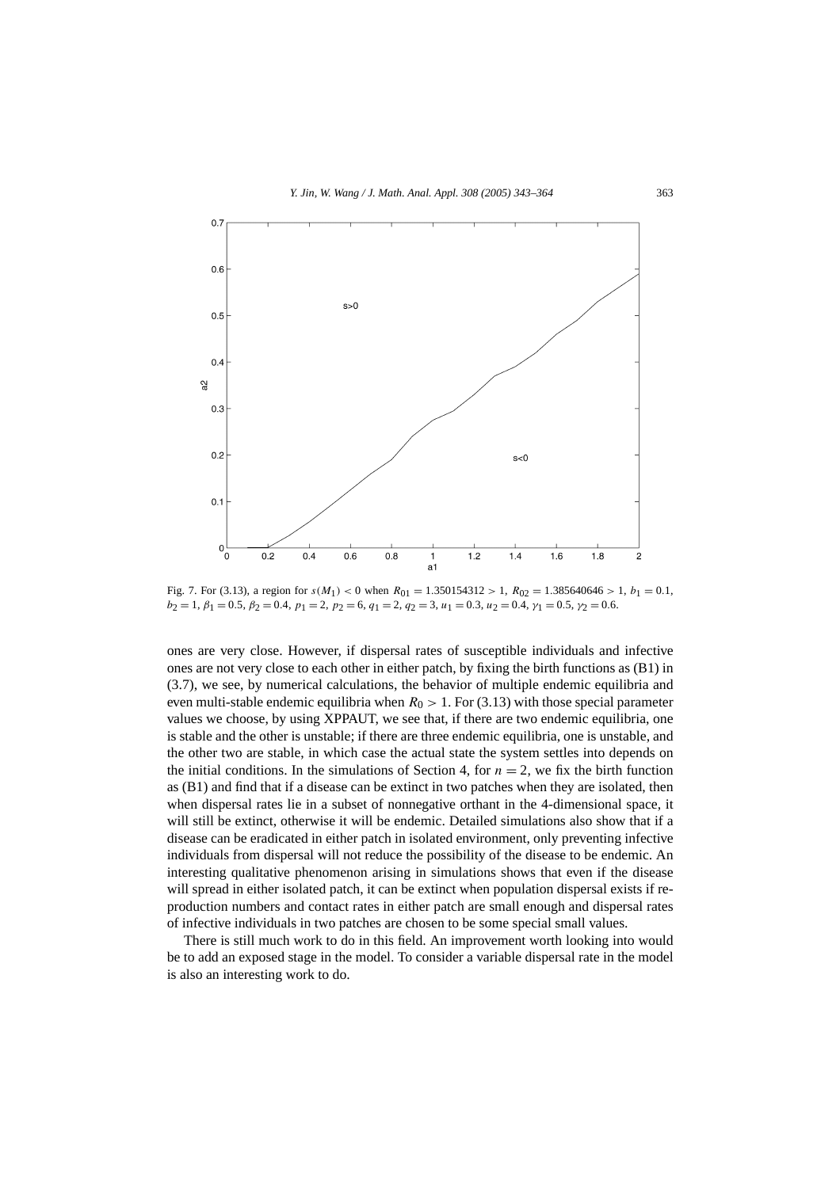Fig. 7. For (3.13), a region for $s(M_1) < 0$ when $R_{01} = 1.350154312 > 1$, $R_{02} = 1.385640646 > 1$, $b_1 = 0.1$, $b_2 = 1$, $\beta_1 = 0.5$, $\beta_2 = 0.4$, $p_1 = 2$, $p_2 = 6$, $q_1 = 2$, $q_2 = 3$, $u_1 = 0.3$, $u_2 = 0.4$, $\gamma_1 = 0.5$, $\gamma_2 = 0.6$.

ones are very close. However, if dispersal rates of susceptible individuals and infective ones are not very close to each other in either patch, by fixing the birth functions as (B1) in (3.7), we see, by numerical calculations, the behavior of multiple endemic equilibria and even multi-stable endemic equilibria when $R_0 > 1$. For (3.13) with those special parameter values we choose, by using XPPAUT, we see that, if there are two endemic equilibria, one is stable and the other is unstable; if there are three endemic equilibria, one is unstable, and the other two are stable, in which case the actual state the system settles into depends on the initial conditions. In the simulations of Section 4, for $n = 2$, we fix the birth function as (B1) and find that if a disease can be extinct in two patches when they are isolated, then when dispersal rates lie in a subset of nonnegative orthant in the 4-dimensional space, it will still be extinct, otherwise it will be endemic. Detailed simulations also show that if a disease can be eradicated in either patch in isolated environment, only preventing infective individuals from dispersal will not reduce the possibility of the disease to be endemic. An interesting qualitative phenomenon arising in simulations shows that even if the disease will spread in either isolated patch, it can be extinct when population dispersal exists if reproduction numbers and contact rates in either patch are small enough and dispersal rates of infective individuals in two patches are chosen to be some special small values.

There is still much work to do in this field. An improvement worth looking into would be to add an exposed stage in the model. To consider a variable dispersal rate in the model is also an interesting work to do.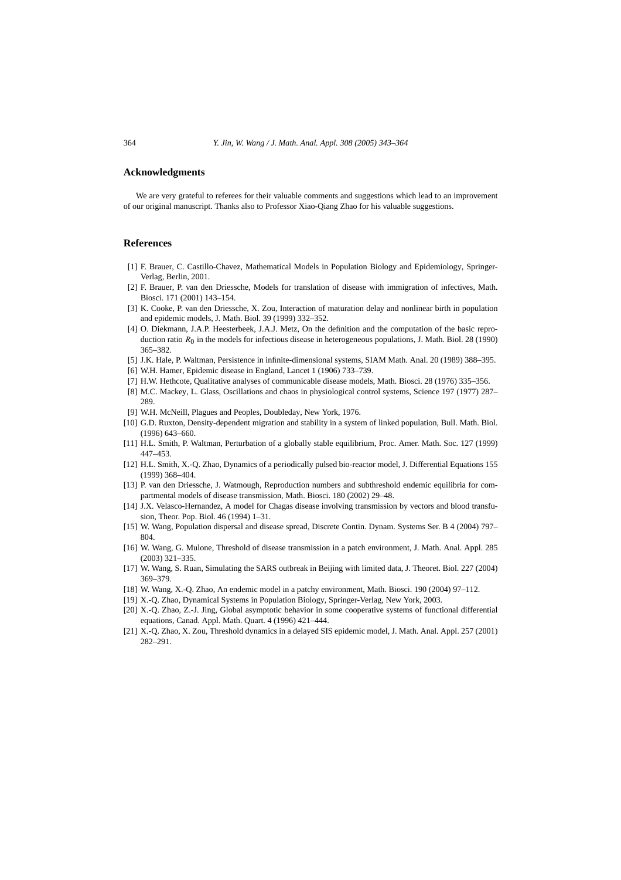## Acknowledgments

We are very grateful to referees for their valuable comments and suggestions which lead to an improvement of our original manuscript. Thanks also to Professor Xiao-Qiang Zhao for his valuable suggestions.

## References

[1] F. Brauer, C. Castillo-Chavez, Mathematical Models in Population Biology and Epidemiology, Springer-Verlag, Berlin, 2001.

[2] F. Brauer, P. van den Driessche, Models for translation of disease with immigration of infectives, Math. Biosci. 171 (2001) 143–154.

[3] K. Cooke, P. van den Driessche, X. Zou, Interaction of maturation delay and nonlinear birth in population and epidemic models, J. Math. Biol. 39 (1999) 332–352.

[4] O. Diekmann, J.A.P. Heesterbeek, J.A.J. Metz, On the definition and the computation of the basic reproduction ratio $R_0$ in the models for infectious disease in heterogeneous populations, J. Math. Biol. 28 (1990) 365–382.

[5] J.K. Hale, P. Waltman, Persistence in infinite-dimensional systems, SIAM Math. Anal. 20 (1989) 388–395.

[6] W.H. Hamer, Epidemic disease in England, Lancet 1 (1906) 733–739.

[7] H.W. Hethcote, Qualitative analyses of communicable disease models, Math. Biosci. 28 (1976) 335–356.

[8] M.C. Mackey, L. Glass, Oscillations and chaos in physiological control systems, Science 197 (1977) 287–289.

[9] W.H. McNeill, Plagues and Peoples, Doubleday, New York, 1976.

[10] G.D. Ruxton, Density-dependent migration and stability in a system of linked population, Bull. Math. Biol. (1996) 643–660.

[11] H.L. Smith, P. Waltman, Perturbation of a globally stable equilibrium, Proc. Amer. Math. Soc. 127 (1999) 447–453.

[12] H.L. Smith, X.-Q. Zhao, Dynamics of a periodically pulsed bio-reactor model, J. Differential Equations 155 (1999) 368–404.

[13] P. van den Driessche, J. Watmough, Reproduction numbers and subthreshold endemic equilibria for compartmental models of disease transmission, Math. Biosci. 180 (2002) 29–48.

[14] J.X. Velasco-Hernandez, A model for Chagas disease involving transmission by vectors and blood transfusion, Theor. Pop. Biol. 46 (1994) 1–31.

[15] W. Wang, Population dispersal and disease spread, Discrete Contin. Dynam. Systems Ser. B 4 (2004) 797–804.

[16] W. Wang, G. Mulone, Threshold of disease transmission in a patch environment, J. Math. Anal. Appl. 285 (2003) 321–335.

[17] W. Wang, S. Ruan, Simulating the SARS outbreak in Beijing with limited data, J. Theoret. Biol. 227 (2004) 369–379.

[18] W. Wang, X.-Q. Zhao, An endemic model in a patchy environment, Math. Biosci. 190 (2004) 97–112.

[19] X.-Q. Zhao, Dynamical Systems in Population Biology, Springer-Verlag, New York, 2003.

[20] X.-Q. Zhao, Z.-J. Jing, Global asymptotic behavior in some cooperative systems of functional differential equations, Canad. Appl. Math. Quart. 4 (1996) 421–444.

[21] X.-Q. Zhao, X. Zou, Threshold dynamics in a delayed SIS epidemic model, J. Math. Anal. Appl. 257 (2001) 282–291.